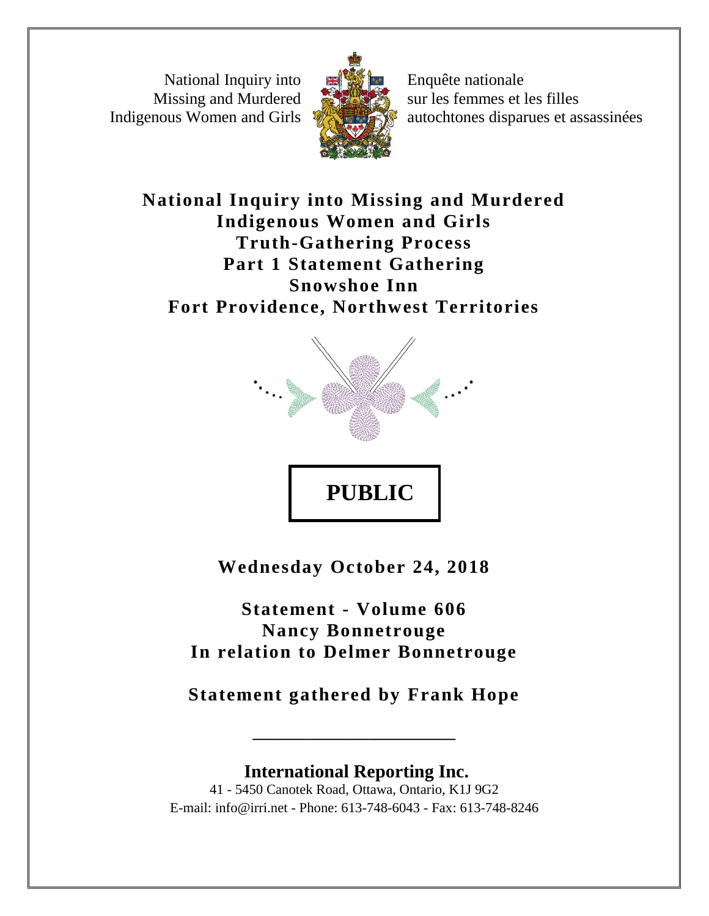National Inquiry into Missing and Murdered Indigenous Women and Girls

Enquête nationale sur les femmes et les filles autochtones disparues et assassinées

# National Inquiry into Missing and Murdered Indigenous Women and Girls Truth-Gathering Process Part 1 Statement Gathering Snowshoe Inn Fort Providence, Northwest Territories

**PUBLIC**

**Wednesday October 24, 2018**

**Statement - Volume 606**
**Nancy Bonnetrouge**
**In relation to Delmer Bonnetrouge**

**Statement gathered by Frank Hope**

---

**International Reporting Inc.**
41 - 5450 Canotek Road, Ottawa, Ontario, K1J 9G2
E-mail: info@irri.net - Phone: 613-748-6043 - Fax: 613-748-8246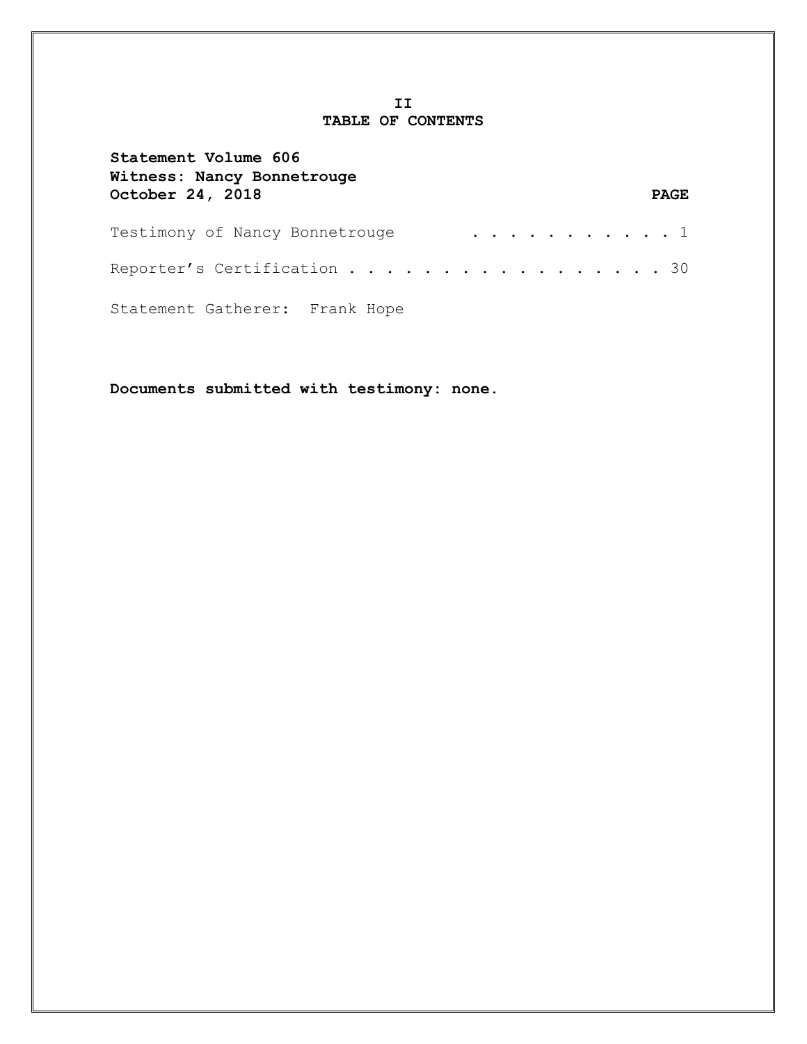# II
# TABLE OF CONTENTS

**Statement Volume 606**
**Witness: Nancy Bonnetrouge**
**October 24, 2018** **PAGE**

Testimony of Nancy Bonnetrouge . . . . . . . . . . . 1

Reporter's Certification . . . . . . . . . . . . . . . . . 30

Statement Gatherer: Frank Hope

**Documents submitted with testimony: none.**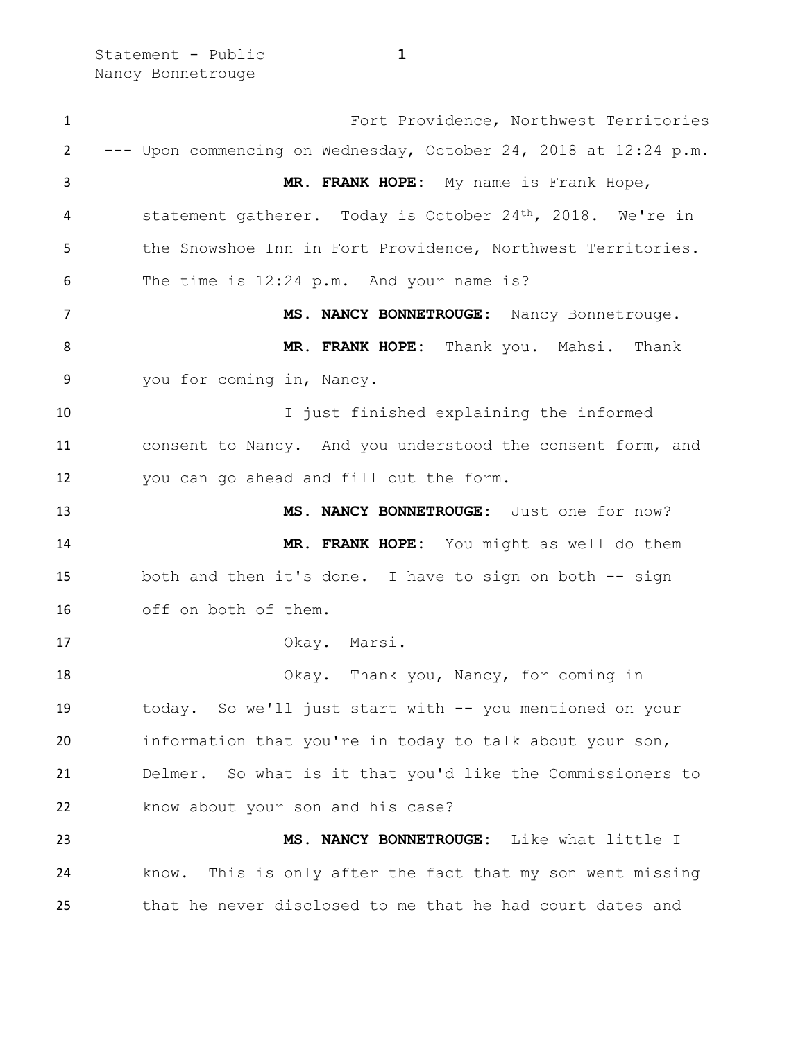Fort Providence, Northwest Territories

--- Upon commencing on Wednesday, October 24, 2018 at 12:24 p.m.

**MR. FRANK HOPE:** My name is Frank Hope, statement gatherer. Today is October 24th, 2018. We're in the Snowshoe Inn in Fort Providence, Northwest Territories. The time is 12:24 p.m. And your name is?

**MS. NANCY BONNETROUGE:** Nancy Bonnetrouge.

**MR. FRANK HOPE:** Thank you. Mahsi. Thank you for coming in, Nancy.

I just finished explaining the informed consent to Nancy. And you understood the consent form, and you can go ahead and fill out the form.

**MS. NANCY BONNETROUGE:** Just one for now?

**MR. FRANK HOPE:** You might as well do them both and then it's done. I have to sign on both -- sign off on both of them.

Okay. Marsi.

Okay. Thank you, Nancy, for coming in today. So we'll just start with -- you mentioned on your information that you're in today to talk about your son, Delmer. So what is it that you'd like the Commissioners to know about your son and his case?

**MS. NANCY BONNETROUGE:** Like what little I know. This is only after the fact that my son went missing that he never disclosed to me that he had court dates and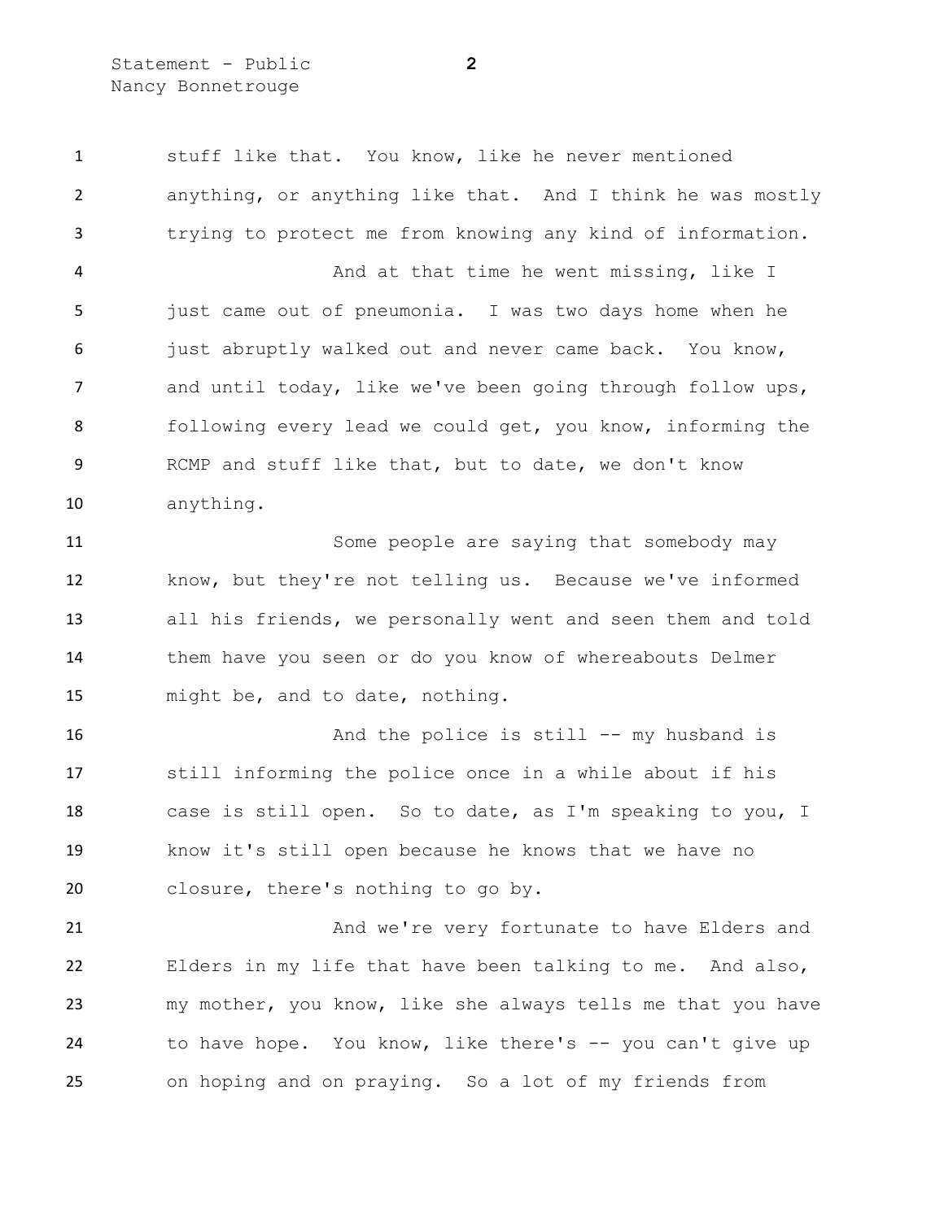stuff like that. You know, like he never mentioned anything, or anything like that. And I think he was mostly trying to protect me from knowing any kind of information.

And at that time he went missing, like I just came out of pneumonia. I was two days home when he just abruptly walked out and never came back. You know, and until today, like we've been going through follow ups, following every lead we could get, you know, informing the RCMP and stuff like that, but to date, we don't know anything.

Some people are saying that somebody may know, but they're not telling us. Because we've informed all his friends, we personally went and seen them and told them have you seen or do you know of whereabouts Delmer might be, and to date, nothing.

And the police is still -- my husband is still informing the police once in a while about if his case is still open. So to date, as I'm speaking to you, I know it's still open because he knows that we have no closure, there's nothing to go by.

And we're very fortunate to have Elders and Elders in my life that have been talking to me. And also, my mother, you know, like she always tells me that you have to have hope. You know, like there's -- you can't give up on hoping and on praying. So a lot of my friends from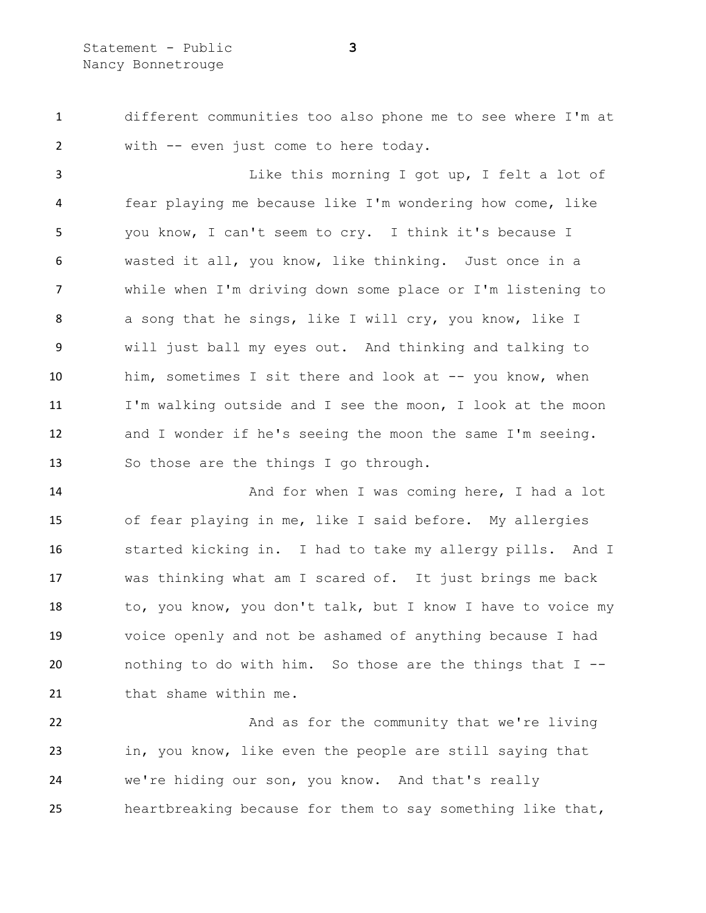different communities too also phone me to see where I'm at with -- even just come to here today.

Like this morning I got up, I felt a lot of fear playing me because like I'm wondering how come, like you know, I can't seem to cry. I think it's because I wasted it all, you know, like thinking. Just once in a while when I'm driving down some place or I'm listening to a song that he sings, like I will cry, you know, like I will just ball my eyes out. And thinking and talking to him, sometimes I sit there and look at -- you know, when I'm walking outside and I see the moon, I look at the moon and I wonder if he's seeing the moon the same I'm seeing. So those are the things I go through.

And for when I was coming here, I had a lot of fear playing in me, like I said before. My allergies started kicking in. I had to take my allergy pills. And I was thinking what am I scared of. It just brings me back to, you know, you don't talk, but I know I have to voice my voice openly and not be ashamed of anything because I had nothing to do with him. So those are the things that I -- that shame within me.

And as for the community that we're living in, you know, like even the people are still saying that we're hiding our son, you know. And that's really heartbreaking because for them to say something like that,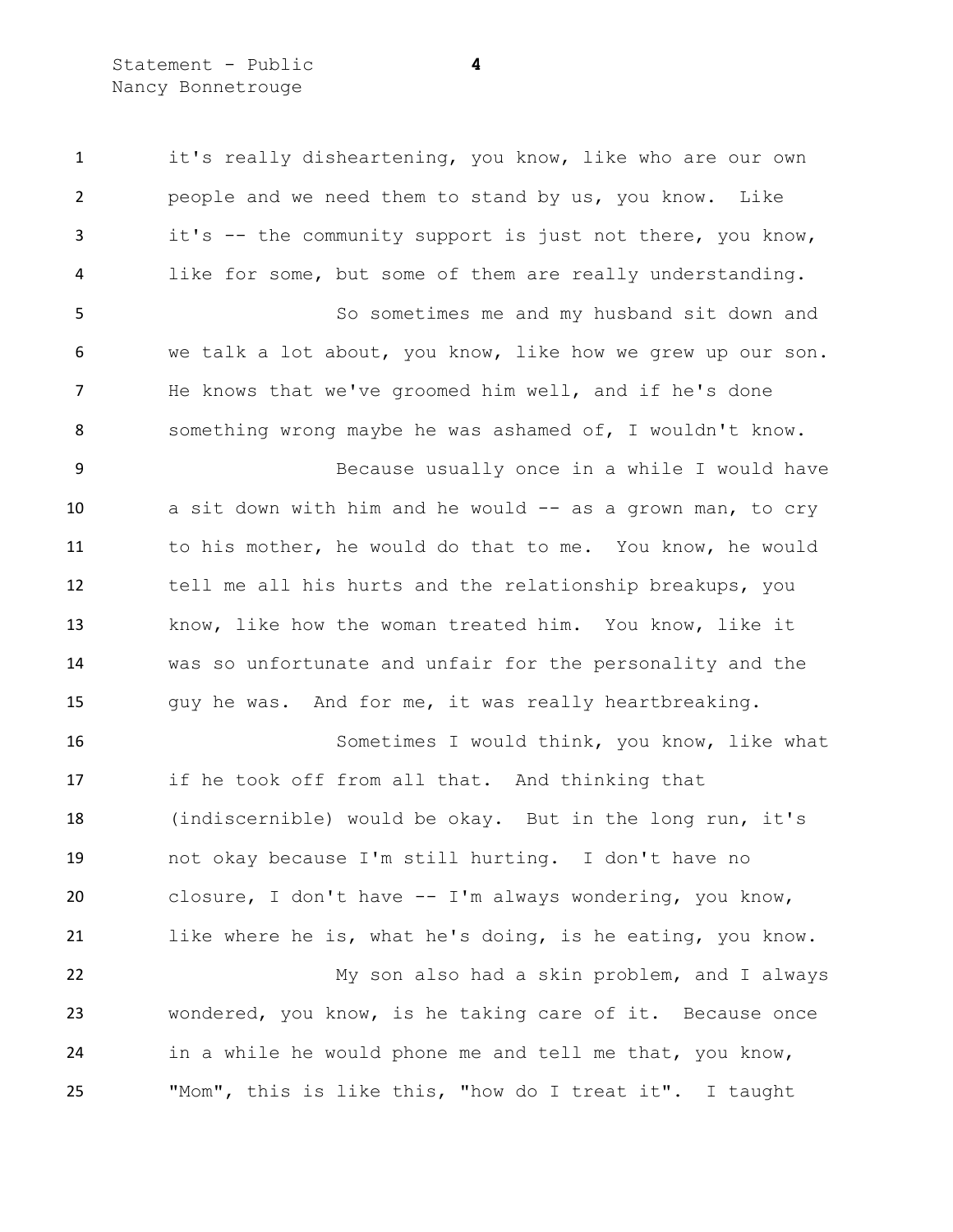it's really disheartening, you know, like who are our own people and we need them to stand by us, you know. Like it's -- the community support is just not there, you know, like for some, but some of them are really understanding.

So sometimes me and my husband sit down and we talk a lot about, you know, like how we grew up our son. He knows that we've groomed him well, and if he's done something wrong maybe he was ashamed of, I wouldn't know.

Because usually once in a while I would have a sit down with him and he would -- as a grown man, to cry to his mother, he would do that to me. You know, he would tell me all his hurts and the relationship breakups, you know, like how the woman treated him. You know, like it was so unfortunate and unfair for the personality and the guy he was. And for me, it was really heartbreaking.

Sometimes I would think, you know, like what if he took off from all that. And thinking that (indiscernible) would be okay. But in the long run, it's not okay because I'm still hurting. I don't have no closure, I don't have -- I'm always wondering, you know, like where he is, what he's doing, is he eating, you know.

My son also had a skin problem, and I always wondered, you know, is he taking care of it. Because once in a while he would phone me and tell me that, you know, "Mom", this is like this, "how do I treat it". I taught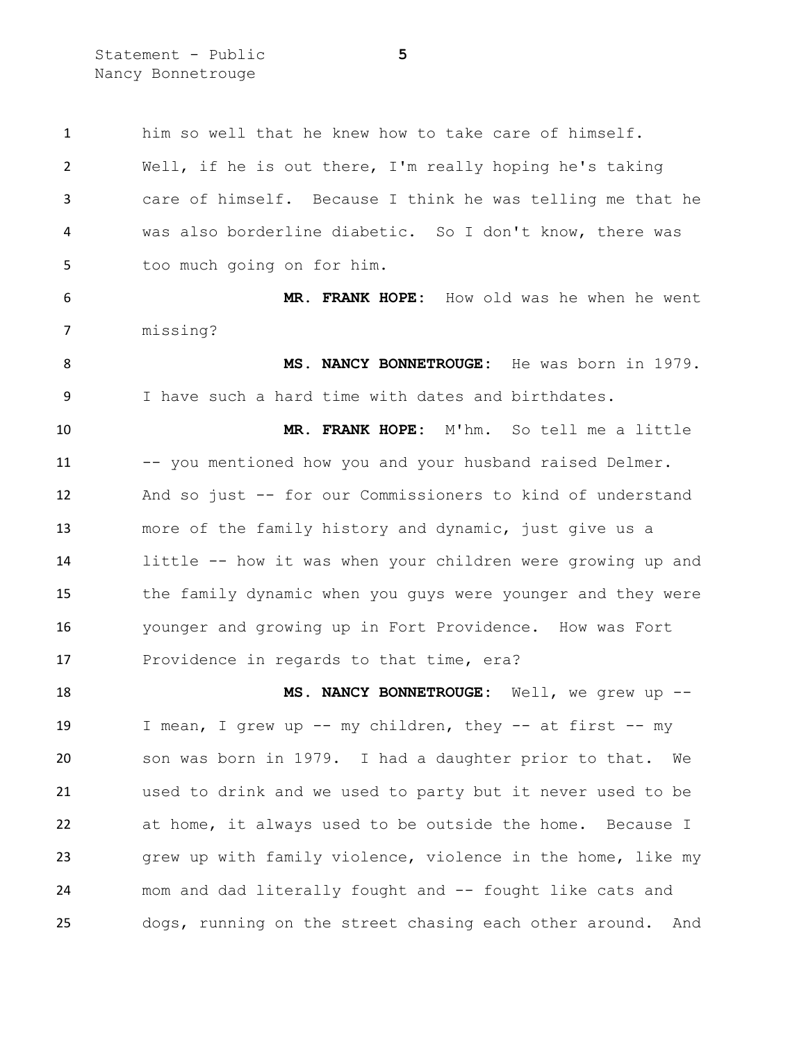him so well that he knew how to take care of himself. Well, if he is out there, I'm really hoping he's taking care of himself. Because I think he was telling me that he was also borderline diabetic. So I don't know, there was too much going on for him.

**MR. FRANK HOPE:** How old was he when he went missing?

**MS. NANCY BONNETROUGE:** He was born in 1979. I have such a hard time with dates and birthdates.

**MR. FRANK HOPE:** M'hm. So tell me a little -- you mentioned how you and your husband raised Delmer. And so just -- for our Commissioners to kind of understand more of the family history and dynamic, just give us a little -- how it was when your children were growing up and the family dynamic when you guys were younger and they were younger and growing up in Fort Providence. How was Fort Providence in regards to that time, era?

**MS. NANCY BONNETROUGE:** Well, we grew up -- I mean, I grew up -- my children, they -- at first -- my son was born in 1979. I had a daughter prior to that. We used to drink and we used to party but it never used to be at home, it always used to be outside the home. Because I grew up with family violence, violence in the home, like my mom and dad literally fought and -- fought like cats and dogs, running on the street chasing each other around. And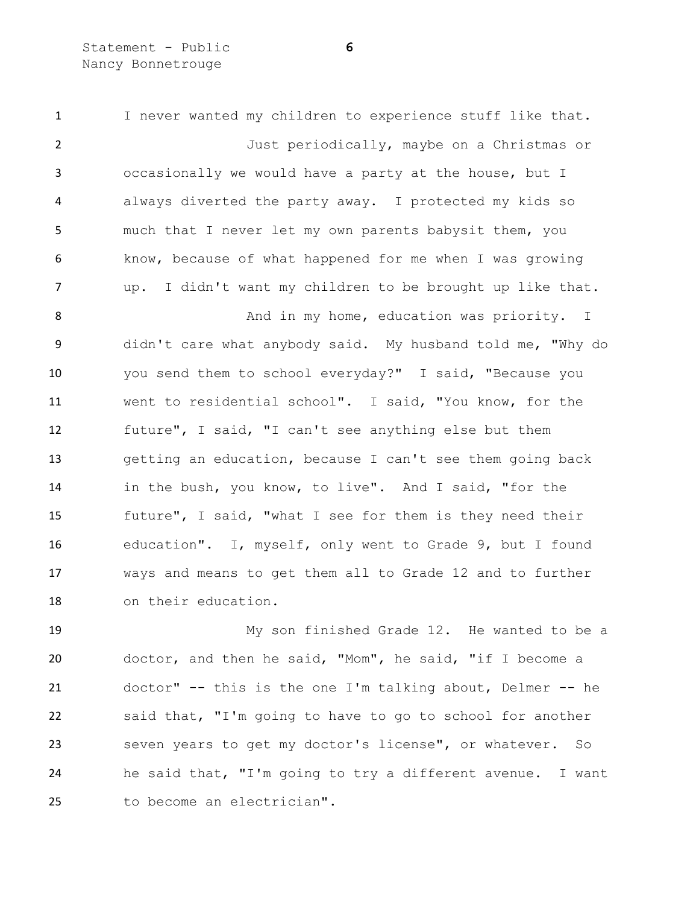I never wanted my children to experience stuff like that.

Just periodically, maybe on a Christmas or occasionally we would have a party at the house, but I always diverted the party away. I protected my kids so much that I never let my own parents babysit them, you know, because of what happened for me when I was growing up. I didn't want my children to be brought up like that.

And in my home, education was priority. I didn't care what anybody said. My husband told me, "Why do you send them to school everyday?" I said, "Because you went to residential school". I said, "You know, for the future", I said, "I can't see anything else but them getting an education, because I can't see them going back in the bush, you know, to live". And I said, "for the future", I said, "what I see for them is they need their education". I, myself, only went to Grade 9, but I found ways and means to get them all to Grade 12 and to further on their education.

My son finished Grade 12. He wanted to be a doctor, and then he said, "Mom", he said, "if I become a doctor" -- this is the one I'm talking about, Delmer -- he said that, "I'm going to have to go to school for another seven years to get my doctor's license", or whatever. So he said that, "I'm going to try a different avenue. I want to become an electrician".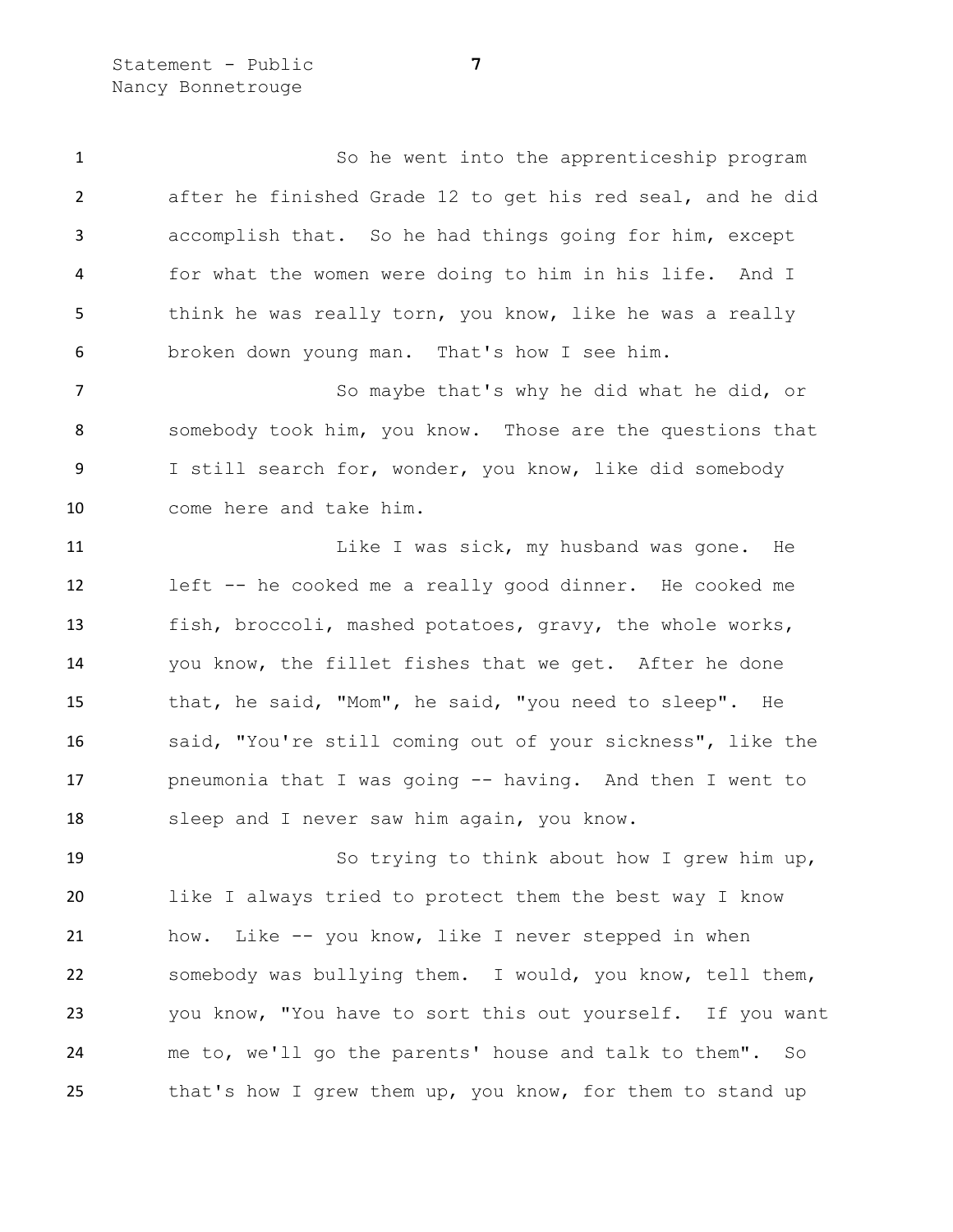So he went into the apprenticeship program after he finished Grade 12 to get his red seal, and he did accomplish that. So he had things going for him, except for what the women were doing to him in his life. And I think he was really torn, you know, like he was a really broken down young man. That's how I see him.

So maybe that's why he did what he did, or somebody took him, you know. Those are the questions that I still search for, wonder, you know, like did somebody come here and take him.

Like I was sick, my husband was gone. He left -- he cooked me a really good dinner. He cooked me fish, broccoli, mashed potatoes, gravy, the whole works, you know, the fillet fishes that we get. After he done that, he said, "Mom", he said, "you need to sleep". He said, "You're still coming out of your sickness", like the pneumonia that I was going -- having. And then I went to sleep and I never saw him again, you know.

So trying to think about how I grew him up, like I always tried to protect them the best way I know how. Like -- you know, like I never stepped in when somebody was bullying them. I would, you know, tell them, you know, "You have to sort this out yourself. If you want me to, we'll go the parents' house and talk to them". So that's how I grew them up, you know, for them to stand up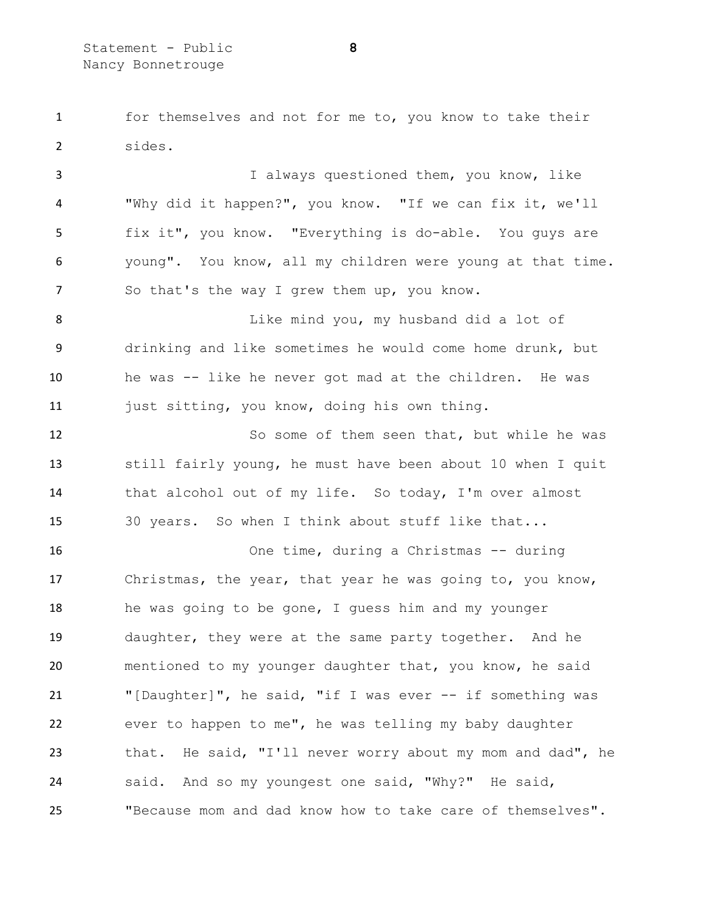for themselves and not for me to, you know to take their sides.

I always questioned them, you know, like "Why did it happen?", you know. "If we can fix it, we'll fix it", you know. "Everything is do-able. You guys are young". You know, all my children were young at that time. So that's the way I grew them up, you know.

Like mind you, my husband did a lot of drinking and like sometimes he would come home drunk, but he was -- like he never got mad at the children. He was just sitting, you know, doing his own thing.

So some of them seen that, but while he was still fairly young, he must have been about 10 when I quit that alcohol out of my life. So today, I'm over almost 30 years. So when I think about stuff like that...

One time, during a Christmas -- during Christmas, the year, that year he was going to, you know, he was going to be gone, I guess him and my younger daughter, they were at the same party together. And he mentioned to my younger daughter that, you know, he said "[Daughter]", he said, "if I was ever -- if something was ever to happen to me", he was telling my baby daughter that. He said, "I'll never worry about my mom and dad", he said. And so my youngest one said, "Why?" He said, "Because mom and dad know how to take care of themselves".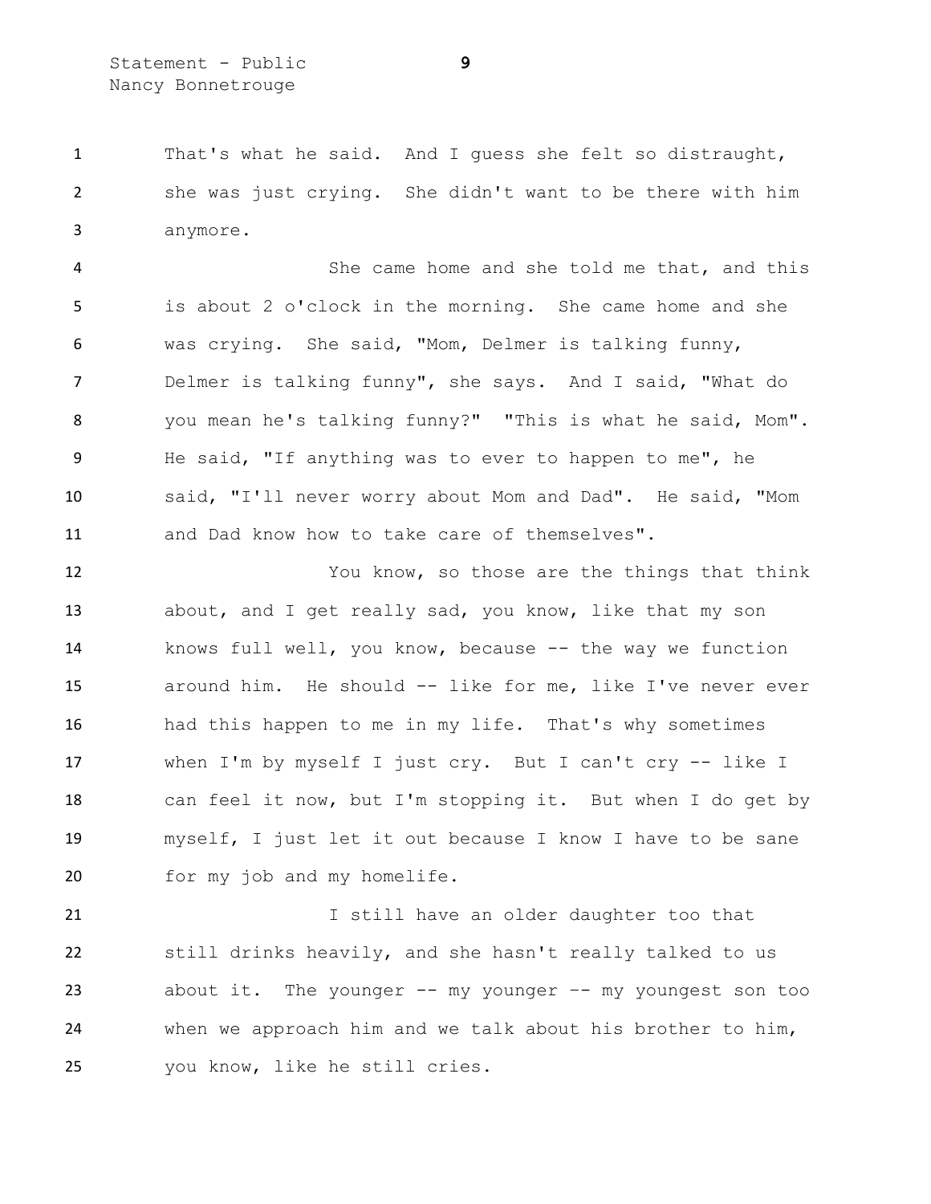That's what he said. And I guess she felt so distraught, she was just crying. She didn't want to be there with him anymore.

She came home and she told me that, and this is about 2 o'clock in the morning. She came home and she was crying. She said, "Mom, Delmer is talking funny, Delmer is talking funny", she says. And I said, "What do you mean he's talking funny?" "This is what he said, Mom". He said, "If anything was to ever to happen to me", he said, "I'll never worry about Mom and Dad". He said, "Mom and Dad know how to take care of themselves".

You know, so those are the things that think about, and I get really sad, you know, like that my son knows full well, you know, because -- the way we function around him. He should -- like for me, like I've never ever had this happen to me in my life. That's why sometimes when I'm by myself I just cry. But I can't cry -- like I can feel it now, but I'm stopping it. But when I do get by myself, I just let it out because I know I have to be sane for my job and my homelife.

I still have an older daughter too that still drinks heavily, and she hasn't really talked to us about it. The younger -- my younger -- my youngest son too when we approach him and we talk about his brother to him, you know, like he still cries.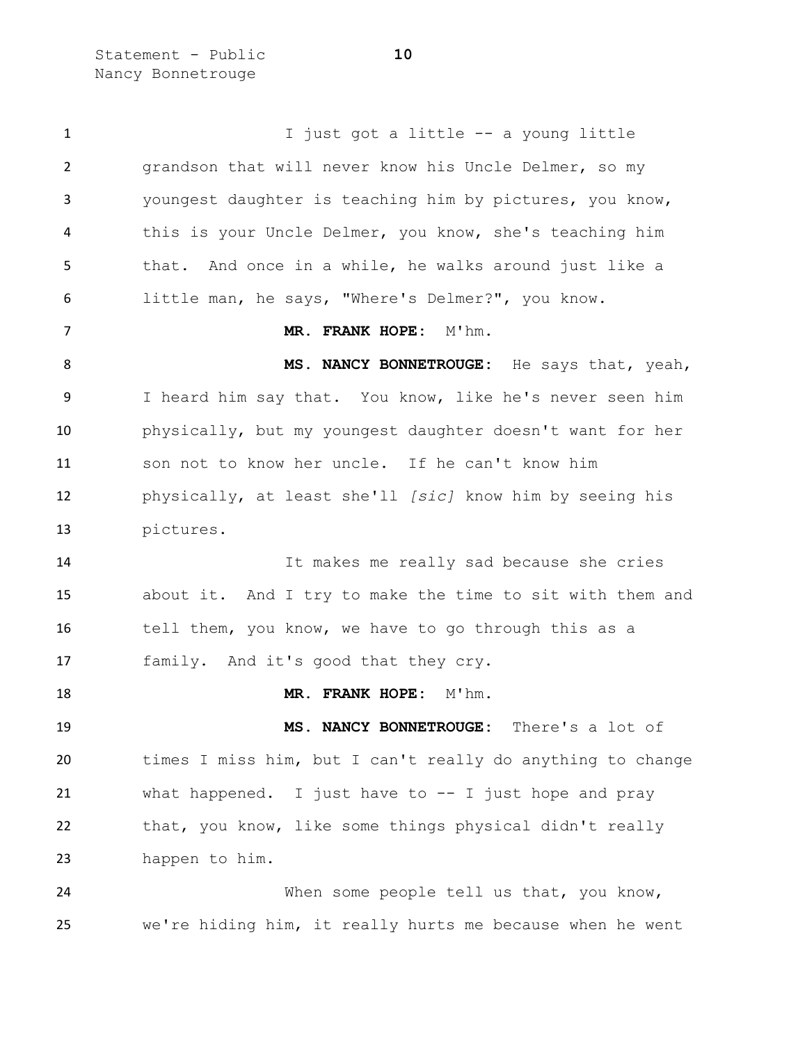I just got a little -- a young little grandson that will never know his Uncle Delmer, so my youngest daughter is teaching him by pictures, you know, this is your Uncle Delmer, you know, she's teaching him that. And once in a while, he walks around just like a little man, he says, "Where's Delmer?", you know.

**MR. FRANK HOPE:** M'hm.

**MS. NANCY BONNETROUGE:** He says that, yeah, I heard him say that. You know, like he's never seen him physically, but my youngest daughter doesn't want for her son not to know her uncle. If he can't know him physically, at least she'll *[sic]* know him by seeing his pictures.

It makes me really sad because she cries about it. And I try to make the time to sit with them and tell them, you know, we have to go through this as a family. And it's good that they cry.

**MR. FRANK HOPE:** M'hm.

**MS. NANCY BONNETROUGE:** There's a lot of times I miss him, but I can't really do anything to change what happened. I just have to -- I just hope and pray that, you know, like some things physical didn't really happen to him.

When some people tell us that, you know, we're hiding him, it really hurts me because when he went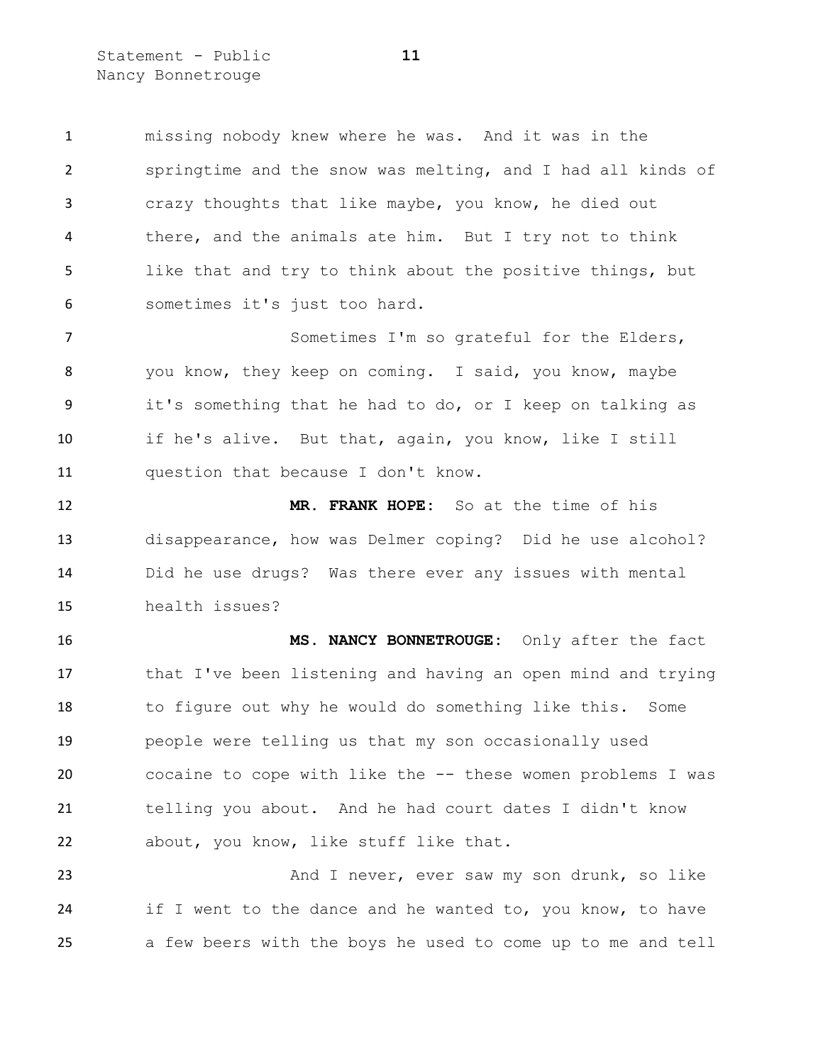missing nobody knew where he was. And it was in the springtime and the snow was melting, and I had all kinds of crazy thoughts that like maybe, you know, he died out there, and the animals ate him. But I try not to think like that and try to think about the positive things, but sometimes it's just too hard.

Sometimes I'm so grateful for the Elders, you know, they keep on coming. I said, you know, maybe it's something that he had to do, or I keep on talking as if he's alive. But that, again, you know, like I still question that because I don't know.

**MR. FRANK HOPE:** So at the time of his disappearance, how was Delmer coping? Did he use alcohol? Did he use drugs? Was there ever any issues with mental health issues?

**MS. NANCY BONNETROUGE:** Only after the fact that I've been listening and having an open mind and trying to figure out why he would do something like this. Some people were telling us that my son occasionally used cocaine to cope with like the -- these women problems I was telling you about. And he had court dates I didn't know about, you know, like stuff like that.

And I never, ever saw my son drunk, so like if I went to the dance and he wanted to, you know, to have a few beers with the boys he used to come up to me and tell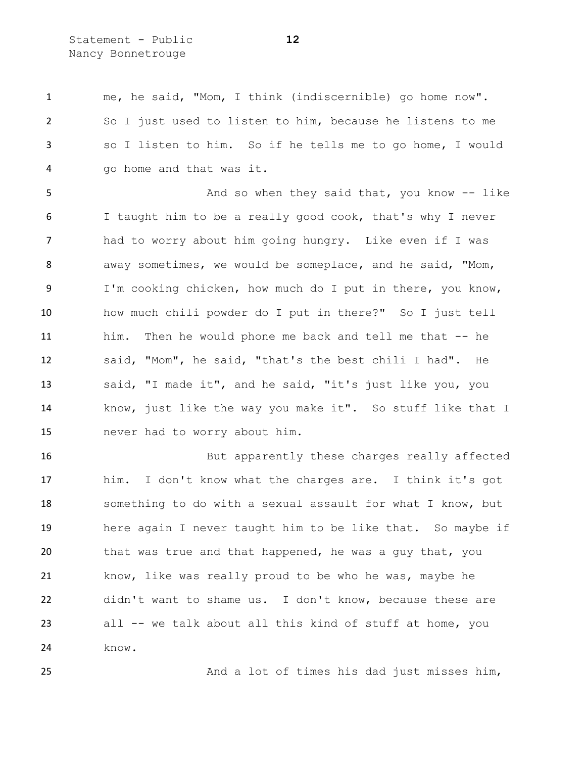me, he said, "Mom, I think (indiscernible) go home now". So I just used to listen to him, because he listens to me so I listen to him. So if he tells me to go home, I would go home and that was it.

And so when they said that, you know -- like I taught him to be a really good cook, that's why I never had to worry about him going hungry. Like even if I was away sometimes, we would be someplace, and he said, "Mom, I'm cooking chicken, how much do I put in there, you know, how much chili powder do I put in there?" So I just tell him. Then he would phone me back and tell me that -- he said, "Mom", he said, "that's the best chili I had". He said, "I made it", and he said, "it's just like you, you know, just like the way you make it". So stuff like that I never had to worry about him.

But apparently these charges really affected him. I don't know what the charges are. I think it's got something to do with a sexual assault for what I know, but here again I never taught him to be like that. So maybe if that was true and that happened, he was a guy that, you know, like was really proud to be who he was, maybe he didn't want to shame us. I don't know, because these are all -- we talk about all this kind of stuff at home, you know.

And a lot of times his dad just misses him,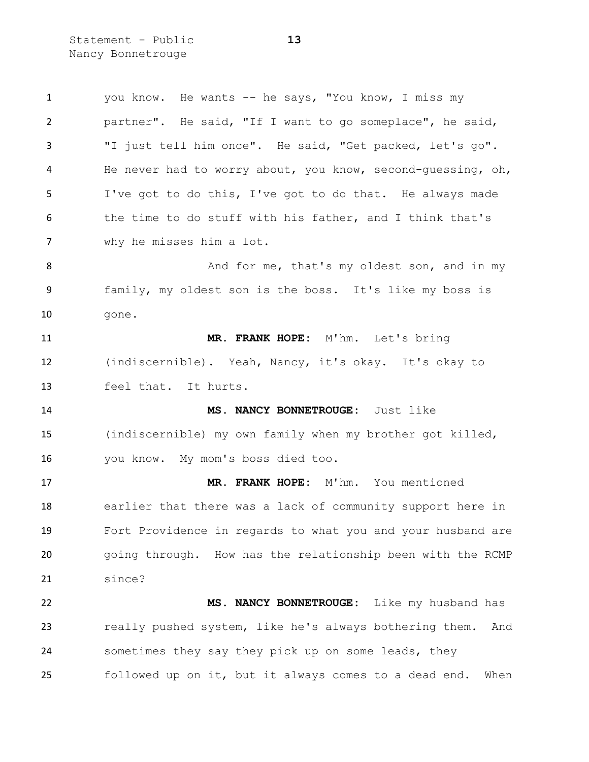you know. He wants -- he says, "You know, I miss my partner". He said, "If I want to go someplace", he said, "I just tell him once". He said, "Get packed, let's go". He never had to worry about, you know, second-guessing, oh, I've got to do this, I've got to do that. He always made the time to do stuff with his father, and I think that's why he misses him a lot.

And for me, that's my oldest son, and in my family, my oldest son is the boss. It's like my boss is gone.

**MR. FRANK HOPE:** M'hm. Let's bring (indiscernible). Yeah, Nancy, it's okay. It's okay to feel that. It hurts.

**MS. NANCY BONNETROUGE:** Just like (indiscernible) my own family when my brother got killed, you know. My mom's boss died too.

**MR. FRANK HOPE:** M'hm. You mentioned earlier that there was a lack of community support here in Fort Providence in regards to what you and your husband are going through. How has the relationship been with the RCMP since?

**MS. NANCY BONNETROUGE:** Like my husband has really pushed system, like he's always bothering them. And sometimes they say they pick up on some leads, they followed up on it, but it always comes to a dead end. When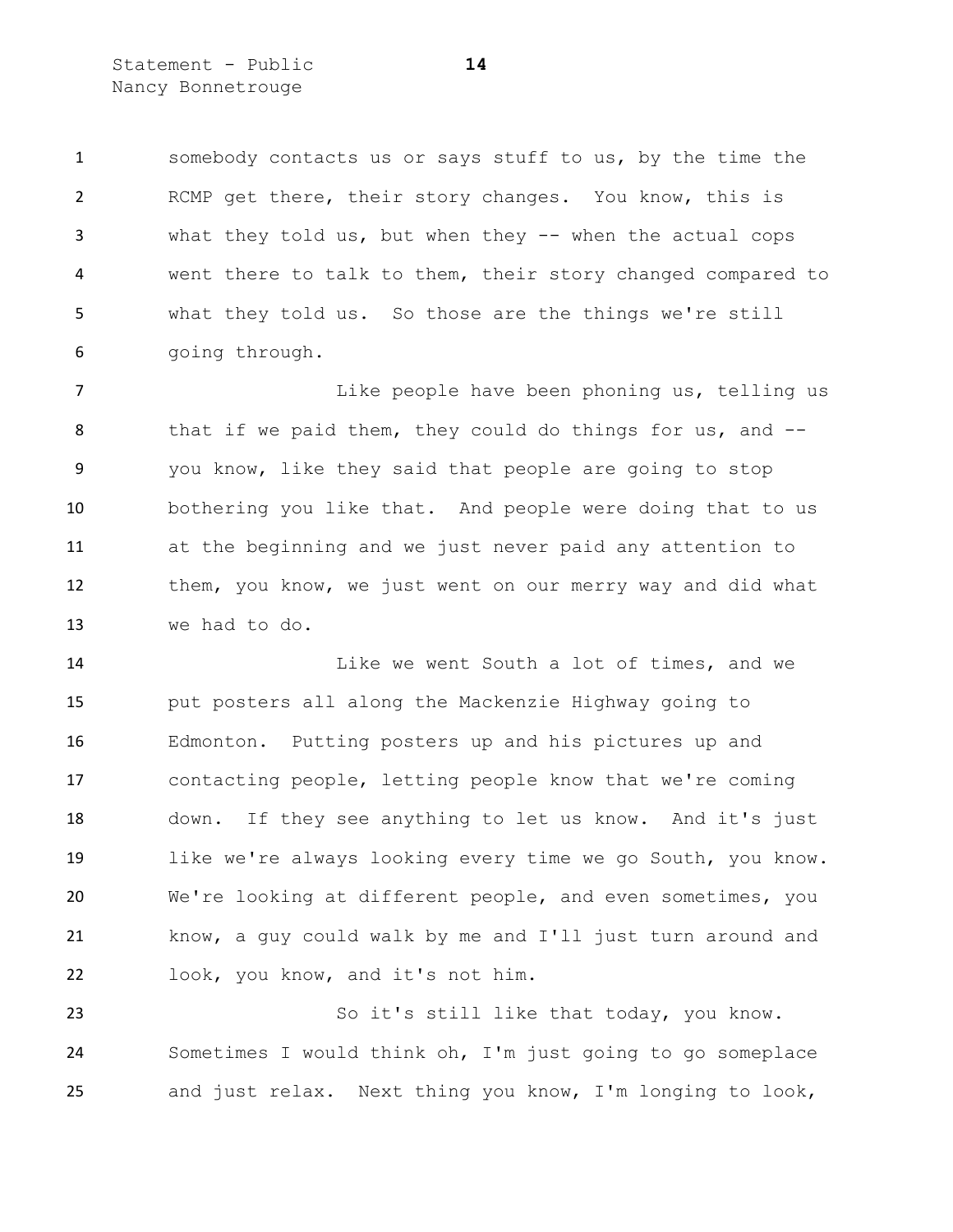somebody contacts us or says stuff to us, by the time the RCMP get there, their story changes. You know, this is what they told us, but when they -- when the actual cops went there to talk to them, their story changed compared to what they told us. So those are the things we're still going through.

Like people have been phoning us, telling us that if we paid them, they could do things for us, and -- you know, like they said that people are going to stop bothering you like that. And people were doing that to us at the beginning and we just never paid any attention to them, you know, we just went on our merry way and did what we had to do.

Like we went South a lot of times, and we put posters all along the Mackenzie Highway going to Edmonton. Putting posters up and his pictures up and contacting people, letting people know that we're coming down. If they see anything to let us know. And it's just like we're always looking every time we go South, you know. We're looking at different people, and even sometimes, you know, a guy could walk by me and I'll just turn around and look, you know, and it's not him.

So it's still like that today, you know. Sometimes I would think oh, I'm just going to go someplace and just relax. Next thing you know, I'm longing to look,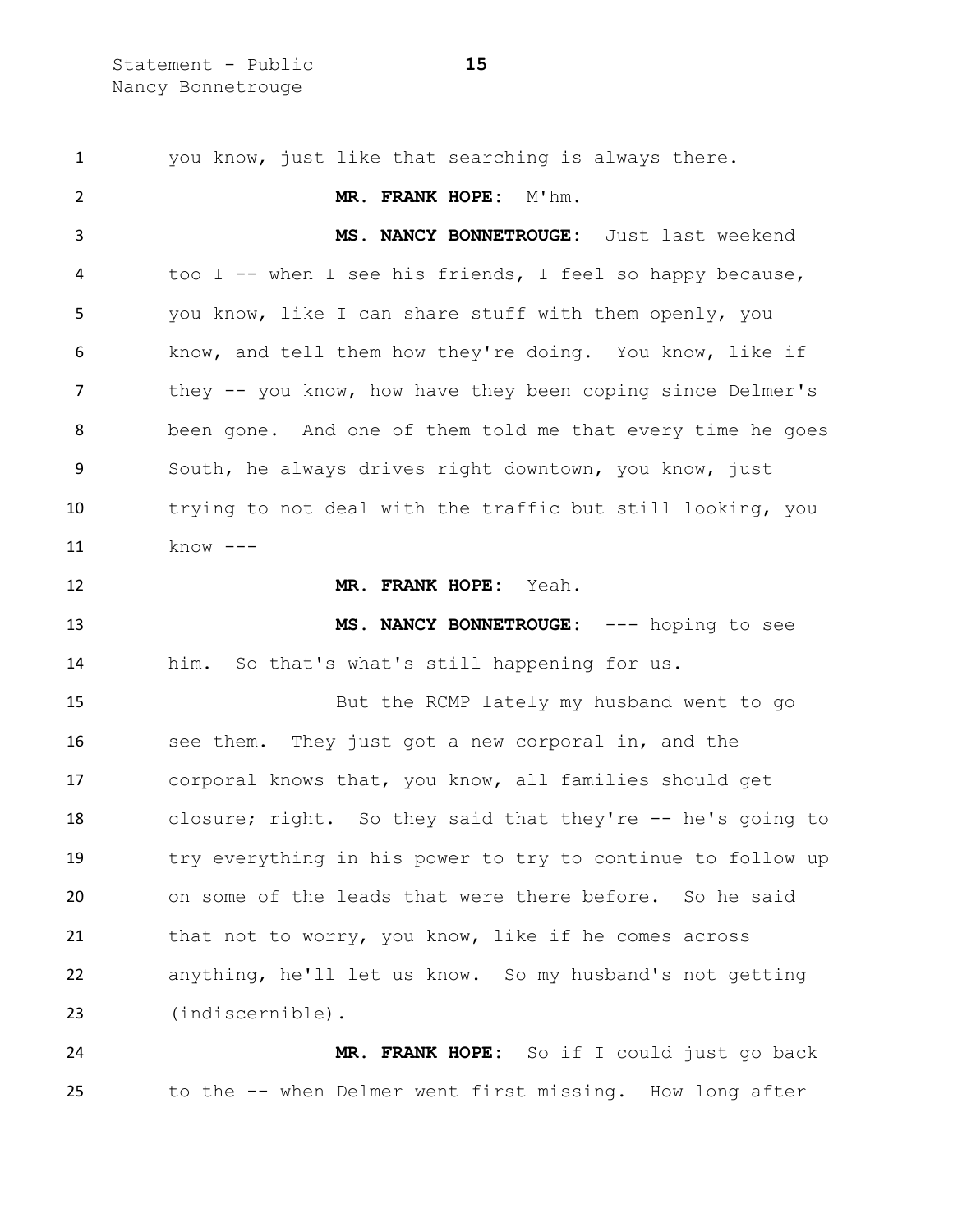you know, just like that searching is always there.

**MR. FRANK HOPE:** M'hm.

**MS. NANCY BONNETROUGE:** Just last weekend too I -- when I see his friends, I feel so happy because, you know, like I can share stuff with them openly, you know, and tell them how they're doing. You know, like if they -- you know, how have they been coping since Delmer's been gone. And one of them told me that every time he goes South, he always drives right downtown, you know, just trying to not deal with the traffic but still looking, you know ---

**MR. FRANK HOPE:** Yeah.

**MS. NANCY BONNETROUGE:** --- hoping to see him. So that's what's still happening for us.

But the RCMP lately my husband went to go see them. They just got a new corporal in, and the corporal knows that, you know, all families should get closure; right. So they said that they're -- he's going to try everything in his power to try to continue to follow up on some of the leads that were there before. So he said that not to worry, you know, like if he comes across anything, he'll let us know. So my husband's not getting (indiscernible).

**MR. FRANK HOPE:** So if I could just go back to the -- when Delmer went first missing. How long after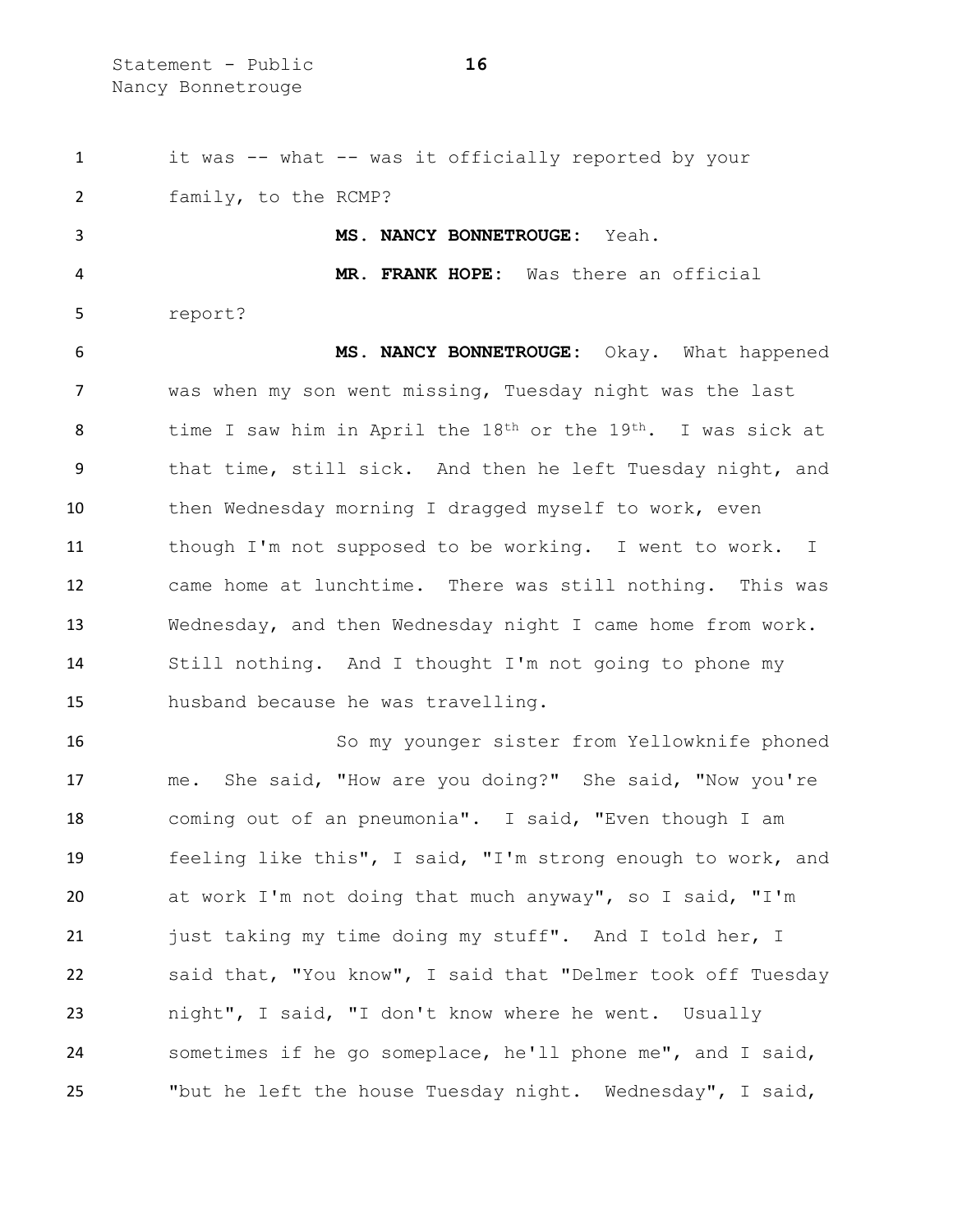it was -- what -- was it officially reported by your family, to the RCMP?

**MS. NANCY BONNETROUGE:** Yeah.

**MR. FRANK HOPE:** Was there an official report?

**MS. NANCY BONNETROUGE:** Okay. What happened was when my son went missing, Tuesday night was the last time I saw him in April the 18th or the 19th. I was sick at that time, still sick. And then he left Tuesday night, and then Wednesday morning I dragged myself to work, even though I'm not supposed to be working. I went to work. I came home at lunchtime. There was still nothing. This was Wednesday, and then Wednesday night I came home from work. Still nothing. And I thought I'm not going to phone my husband because he was travelling.

So my younger sister from Yellowknife phoned me. She said, "How are you doing?" She said, "Now you're coming out of an pneumonia". I said, "Even though I am feeling like this", I said, "I'm strong enough to work, and at work I'm not doing that much anyway", so I said, "I'm just taking my time doing my stuff". And I told her, I said that, "You know", I said that "Delmer took off Tuesday night", I said, "I don't know where he went. Usually sometimes if he go someplace, he'll phone me", and I said, "but he left the house Tuesday night. Wednesday", I said,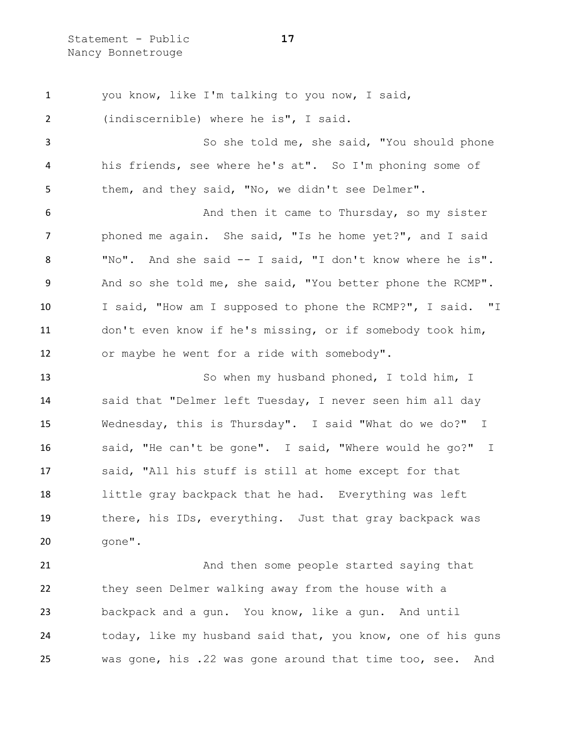you know, like I'm talking to you now, I said, (indiscernible) where he is", I said.

So she told me, she said, "You should phone his friends, see where he's at". So I'm phoning some of them, and they said, "No, we didn't see Delmer".

And then it came to Thursday, so my sister phoned me again. She said, "Is he home yet?", and I said "No". And she said -- I said, "I don't know where he is". And so she told me, she said, "You better phone the RCMP". I said, "How am I supposed to phone the RCMP?", I said. "I don't even know if he's missing, or if somebody took him, or maybe he went for a ride with somebody".

So when my husband phoned, I told him, I said that "Delmer left Tuesday, I never seen him all day Wednesday, this is Thursday". I said "What do we do?" I said, "He can't be gone". I said, "Where would he go?" I said, "All his stuff is still at home except for that little gray backpack that he had. Everything was left there, his IDs, everything. Just that gray backpack was gone".

And then some people started saying that they seen Delmer walking away from the house with a backpack and a gun. You know, like a gun. And until today, like my husband said that, you know, one of his guns was gone, his .22 was gone around that time too, see. And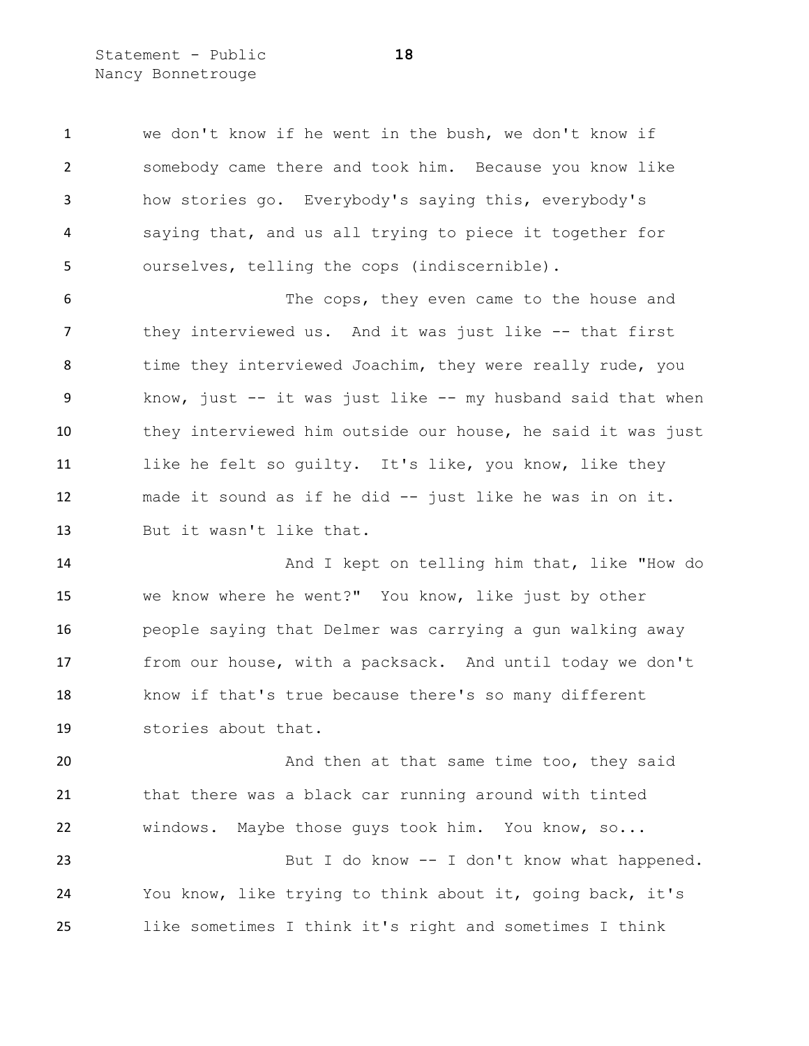we don't know if he went in the bush, we don't know if somebody came there and took him. Because you know like how stories go. Everybody's saying this, everybody's saying that, and us all trying to piece it together for ourselves, telling the cops (indiscernible).

The cops, they even came to the house and they interviewed us. And it was just like -- that first time they interviewed Joachim, they were really rude, you know, just -- it was just like -- my husband said that when they interviewed him outside our house, he said it was just like he felt so guilty. It's like, you know, like they made it sound as if he did -- just like he was in on it. But it wasn't like that.

And I kept on telling him that, like "How do we know where he went?" You know, like just by other people saying that Delmer was carrying a gun walking away from our house, with a packsack. And until today we don't know if that's true because there's so many different stories about that.

And then at that same time too, they said that there was a black car running around with tinted windows. Maybe those guys took him. You know, so...

But I do know -- I don't know what happened. You know, like trying to think about it, going back, it's like sometimes I think it's right and sometimes I think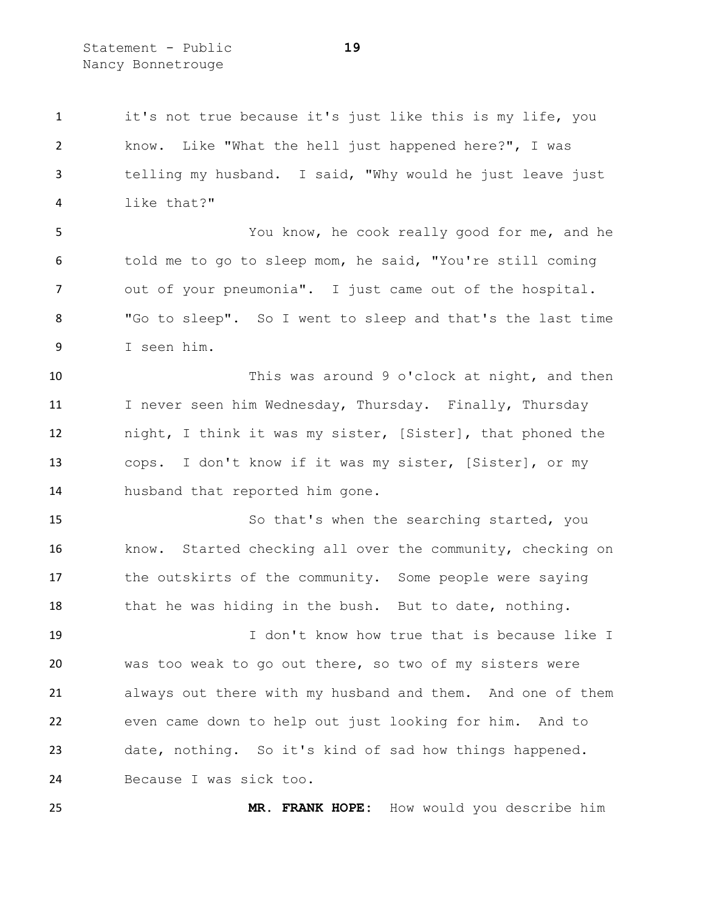it's not true because it's just like this is my life, you know. Like "What the hell just happened here?", I was telling my husband. I said, "Why would he just leave just like that?"

You know, he cook really good for me, and he told me to go to sleep mom, he said, "You're still coming out of your pneumonia". I just came out of the hospital. "Go to sleep". So I went to sleep and that's the last time I seen him.

This was around 9 o'clock at night, and then I never seen him Wednesday, Thursday. Finally, Thursday night, I think it was my sister, [Sister], that phoned the cops. I don't know if it was my sister, [Sister], or my husband that reported him gone.

So that's when the searching started, you know. Started checking all over the community, checking on the outskirts of the community. Some people were saying that he was hiding in the bush. But to date, nothing.

I don't know how true that is because like I was too weak to go out there, so two of my sisters were always out there with my husband and them. And one of them even came down to help out just looking for him. And to date, nothing. So it's kind of sad how things happened. Because I was sick too.

**MR. FRANK HOPE:** How would you describe him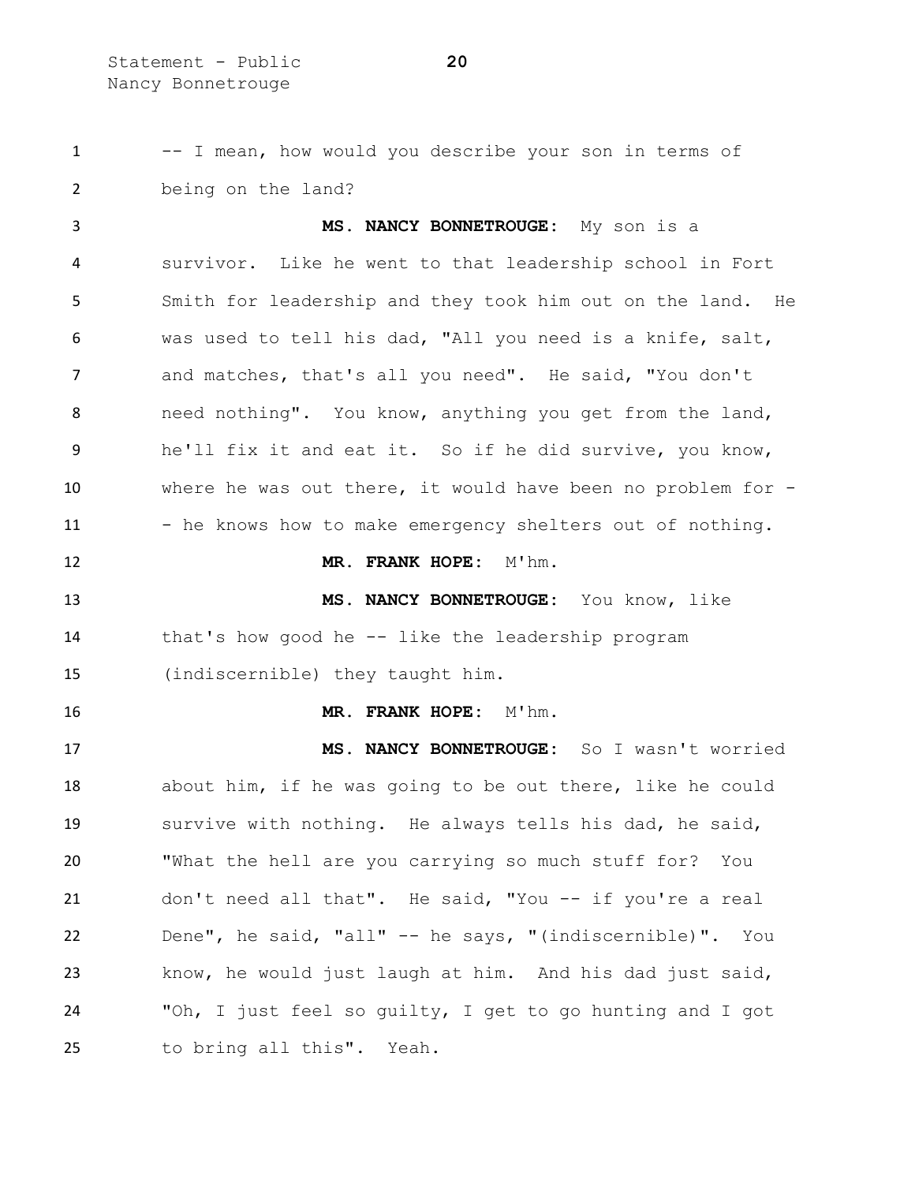-- I mean, how would you describe your son in terms of being on the land?

**MS. NANCY BONNETROUGE:** My son is a survivor. Like he went to that leadership school in Fort Smith for leadership and they took him out on the land. He was used to tell his dad, "All you need is a knife, salt, and matches, that's all you need". He said, "You don't need nothing". You know, anything you get from the land, he'll fix it and eat it. So if he did survive, you know, where he was out there, it would have been no problem for -- he knows how to make emergency shelters out of nothing.

**MR. FRANK HOPE:** M'hm.

**MS. NANCY BONNETROUGE:** You know, like that's how good he -- like the leadership program (indiscernible) they taught him.

**MR. FRANK HOPE:** M'hm.

**MS. NANCY BONNETROUGE:** So I wasn't worried about him, if he was going to be out there, like he could survive with nothing. He always tells his dad, he said, "What the hell are you carrying so much stuff for? You don't need all that". He said, "You -- if you're a real Dene", he said, "all" -- he says, "(indiscernible)". You know, he would just laugh at him. And his dad just said, "Oh, I just feel so guilty, I get to go hunting and I got to bring all this". Yeah.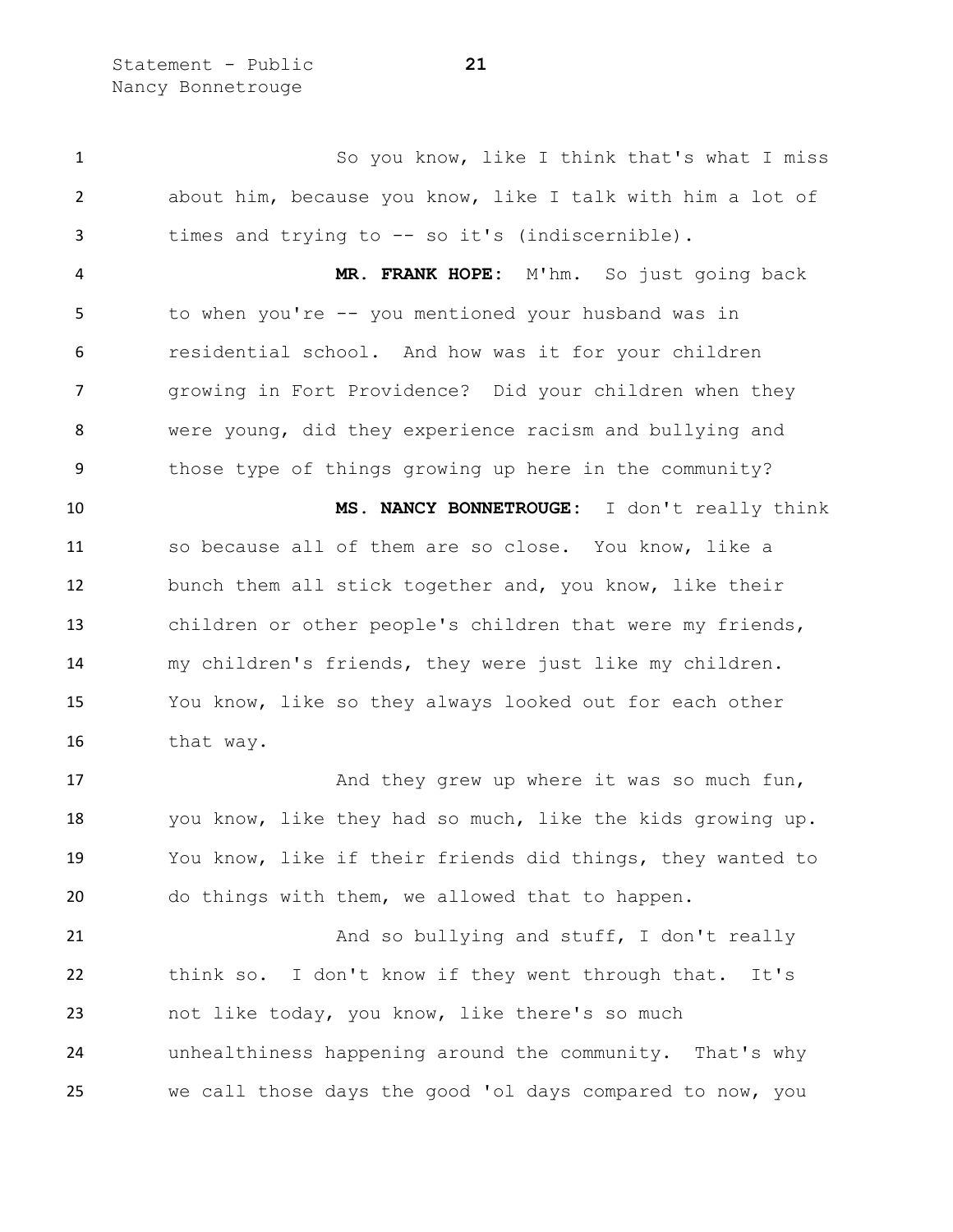So you know, like I think that's what I miss about him, because you know, like I talk with him a lot of times and trying to -- so it's (indiscernible).

**MR. FRANK HOPE:** M'hm. So just going back to when you're -- you mentioned your husband was in residential school. And how was it for your children growing in Fort Providence? Did your children when they were young, did they experience racism and bullying and those type of things growing up here in the community?

**MS. NANCY BONNETROUGE:** I don't really think so because all of them are so close. You know, like a bunch them all stick together and, you know, like their children or other people's children that were my friends, my children's friends, they were just like my children. You know, like so they always looked out for each other that way.

And they grew up where it was so much fun, you know, like they had so much, like the kids growing up. You know, like if their friends did things, they wanted to do things with them, we allowed that to happen.

And so bullying and stuff, I don't really think so. I don't know if they went through that. It's not like today, you know, like there's so much unhealthiness happening around the community. That's why we call those days the good 'ol days compared to now, you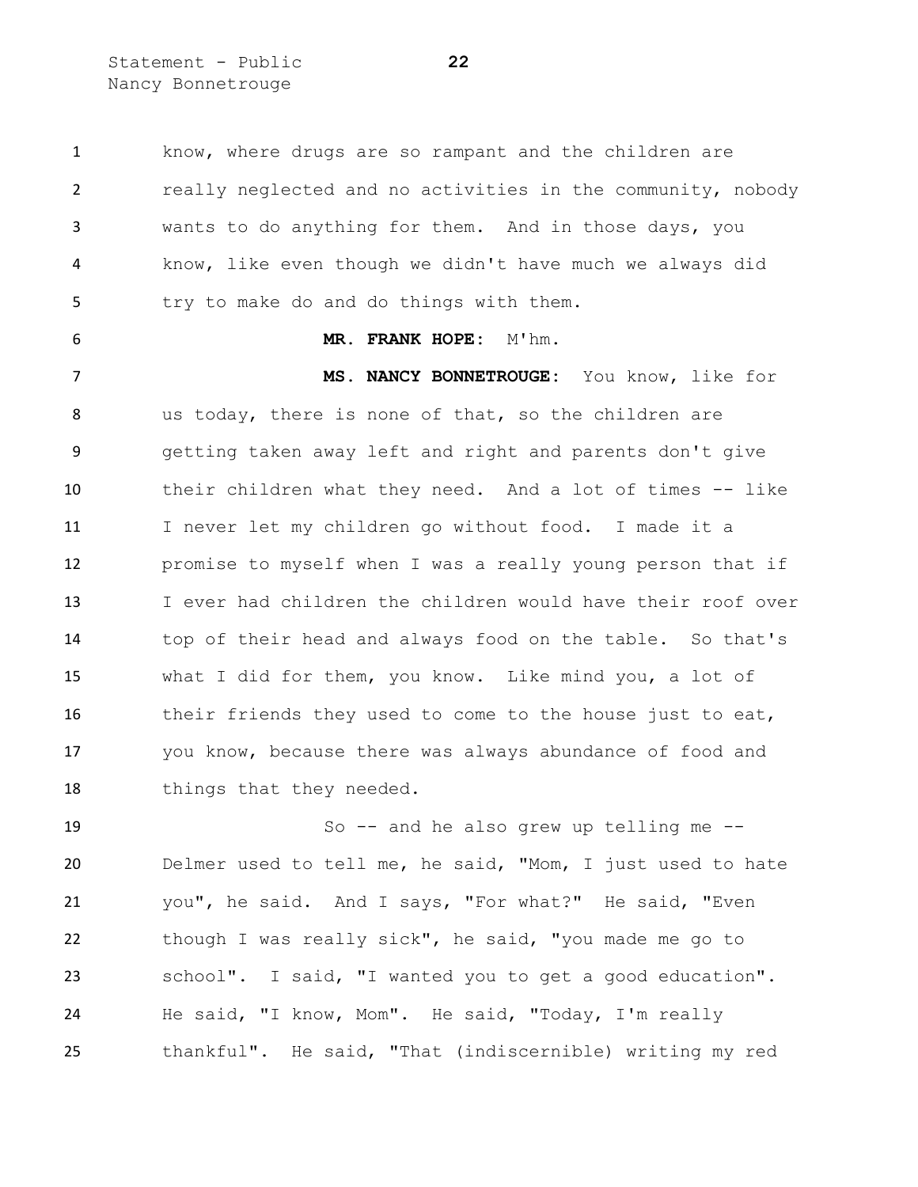know, where drugs are so rampant and the children are really neglected and no activities in the community, nobody wants to do anything for them. And in those days, you know, like even though we didn't have much we always did try to make do and do things with them.

**MR. FRANK HOPE:** M'hm.

**MS. NANCY BONNETROUGE:** You know, like for us today, there is none of that, so the children are getting taken away left and right and parents don't give their children what they need. And a lot of times -- like I never let my children go without food. I made it a promise to myself when I was a really young person that if I ever had children the children would have their roof over top of their head and always food on the table. So that's what I did for them, you know. Like mind you, a lot of their friends they used to come to the house just to eat, you know, because there was always abundance of food and things that they needed.

So -- and he also grew up telling me -- Delmer used to tell me, he said, "Mom, I just used to hate you", he said. And I says, "For what?" He said, "Even though I was really sick", he said, "you made me go to school". I said, "I wanted you to get a good education". He said, "I know, Mom". He said, "Today, I'm really thankful". He said, "That (indiscernible) writing my red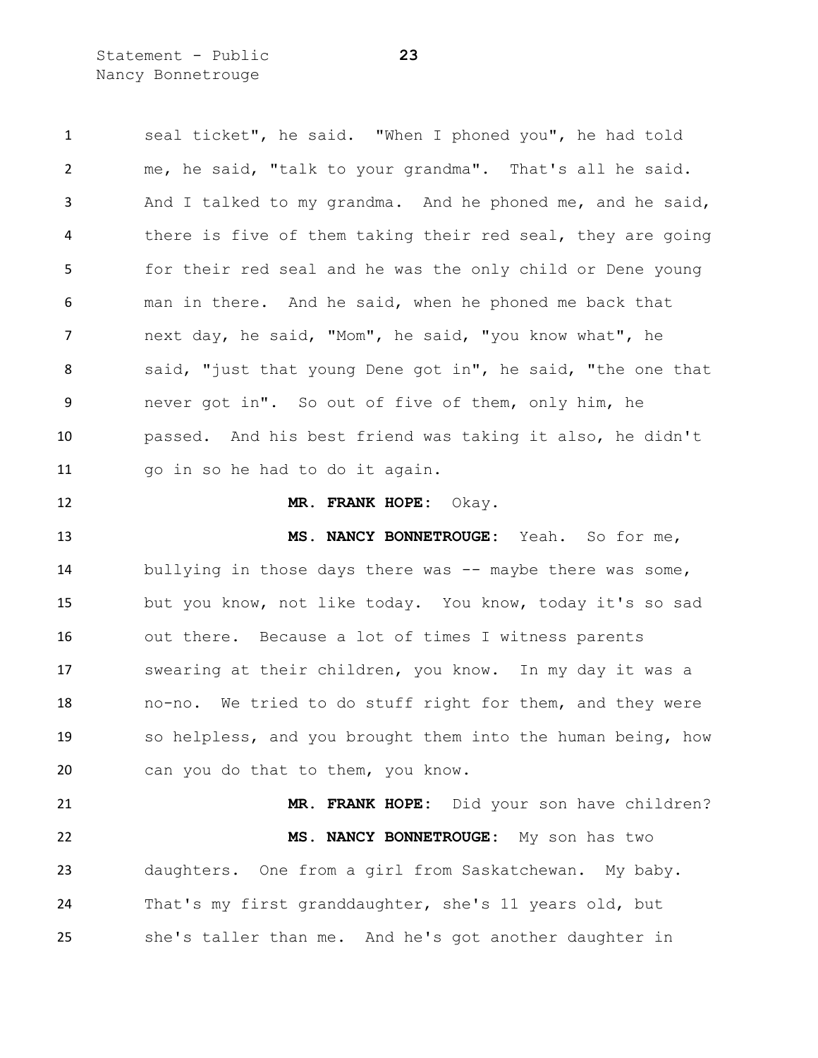seal ticket", he said. "When I phoned you", he had told me, he said, "talk to your grandma". That's all he said. And I talked to my grandma. And he phoned me, and he said, there is five of them taking their red seal, they are going for their red seal and he was the only child or Dene young man in there. And he said, when he phoned me back that next day, he said, "Mom", he said, "you know what", he said, "just that young Dene got in", he said, "the one that never got in". So out of five of them, only him, he passed. And his best friend was taking it also, he didn't go in so he had to do it again.

**MR. FRANK HOPE:** Okay.

**MS. NANCY BONNETROUGE:** Yeah. So for me, bullying in those days there was -- maybe there was some, but you know, not like today. You know, today it's so sad out there. Because a lot of times I witness parents swearing at their children, you know. In my day it was a no-no. We tried to do stuff right for them, and they were so helpless, and you brought them into the human being, how can you do that to them, you know.

**MR. FRANK HOPE:** Did your son have children?

**MS. NANCY BONNETROUGE:** My son has two daughters. One from a girl from Saskatchewan. My baby. That's my first granddaughter, she's 11 years old, but she's taller than me. And he's got another daughter in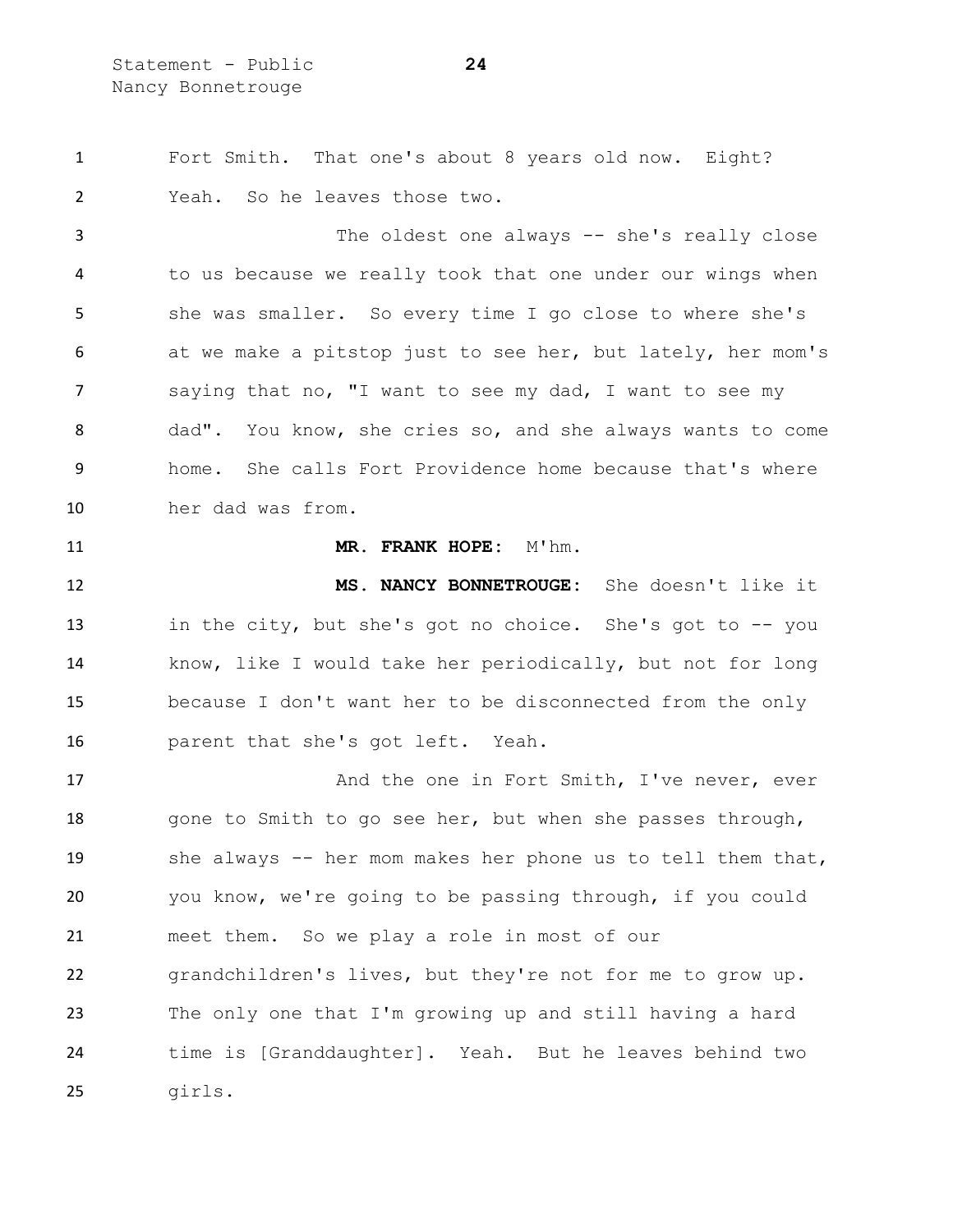Fort Smith. That one's about 8 years old now. Eight? Yeah. So he leaves those two.

The oldest one always -- she's really close to us because we really took that one under our wings when she was smaller. So every time I go close to where she's at we make a pitstop just to see her, but lately, her mom's saying that no, "I want to see my dad, I want to see my dad". You know, she cries so, and she always wants to come home. She calls Fort Providence home because that's where her dad was from.

**MR. FRANK HOPE:** M'hm.

**MS. NANCY BONNETROUGE:** She doesn't like it in the city, but she's got no choice. She's got to -- you know, like I would take her periodically, but not for long because I don't want her to be disconnected from the only parent that she's got left. Yeah.

And the one in Fort Smith, I've never, ever gone to Smith to go see her, but when she passes through, she always -- her mom makes her phone us to tell them that, you know, we're going to be passing through, if you could meet them. So we play a role in most of our grandchildren's lives, but they're not for me to grow up. The only one that I'm growing up and still having a hard time is [Granddaughter]. Yeah. But he leaves behind two girls.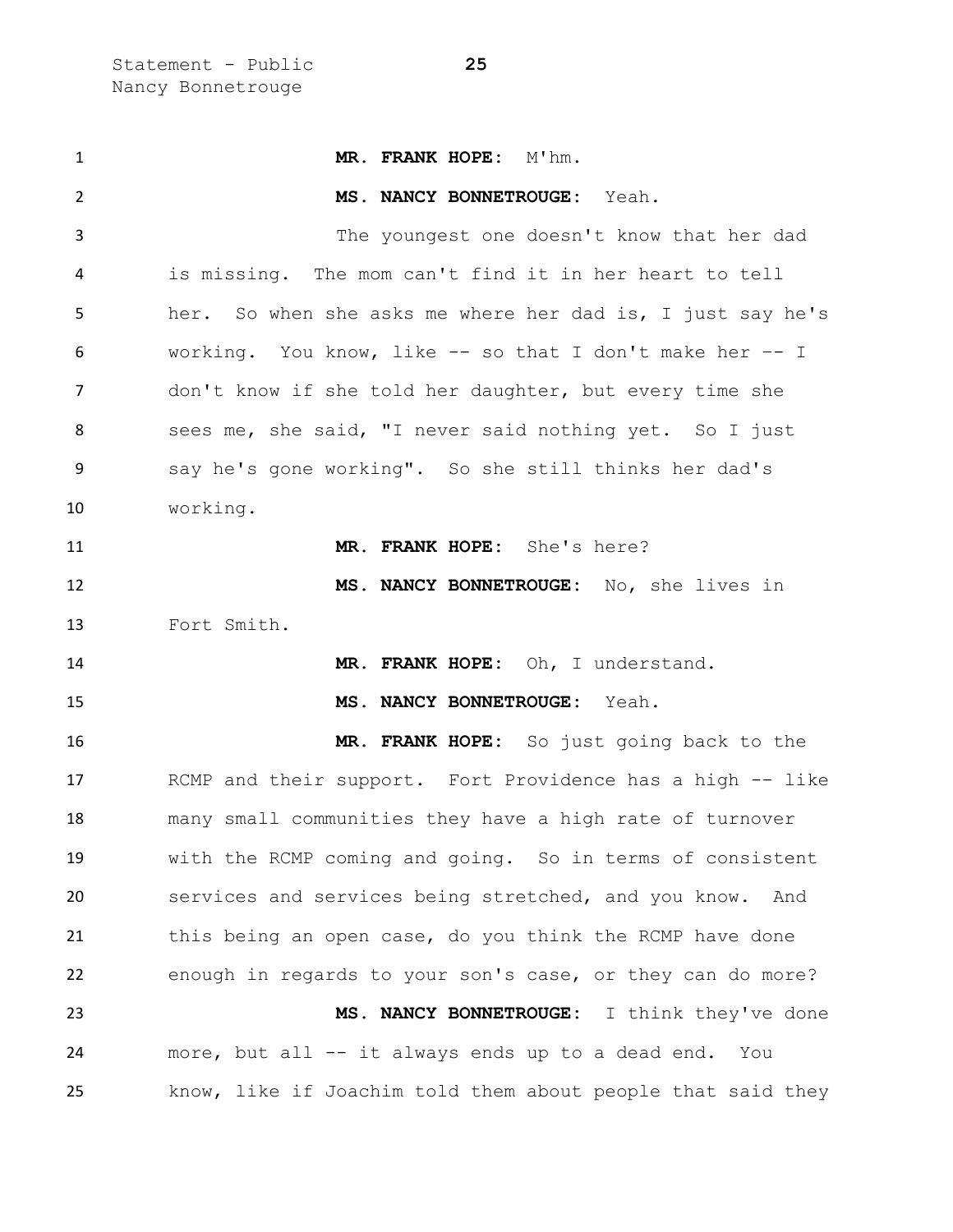**MR. FRANK HOPE:** M'hm.

**MS. NANCY BONNETROUGE:** Yeah.

The youngest one doesn't know that her dad is missing. The mom can't find it in her heart to tell her. So when she asks me where her dad is, I just say he's working. You know, like -- so that I don't make her -- I don't know if she told her daughter, but every time she sees me, she said, "I never said nothing yet. So I just say he's gone working". So she still thinks her dad's working.

**MR. FRANK HOPE:** She's here?

**MS. NANCY BONNETROUGE:** No, she lives in Fort Smith.

**MR. FRANK HOPE:** Oh, I understand.

**MS. NANCY BONNETROUGE:** Yeah.

**MR. FRANK HOPE:** So just going back to the RCMP and their support. Fort Providence has a high -- like many small communities they have a high rate of turnover with the RCMP coming and going. So in terms of consistent services and services being stretched, and you know. And this being an open case, do you think the RCMP have done enough in regards to your son's case, or they can do more?

**MS. NANCY BONNETROUGE:** I think they've done more, but all -- it always ends up to a dead end. You know, like if Joachim told them about people that said they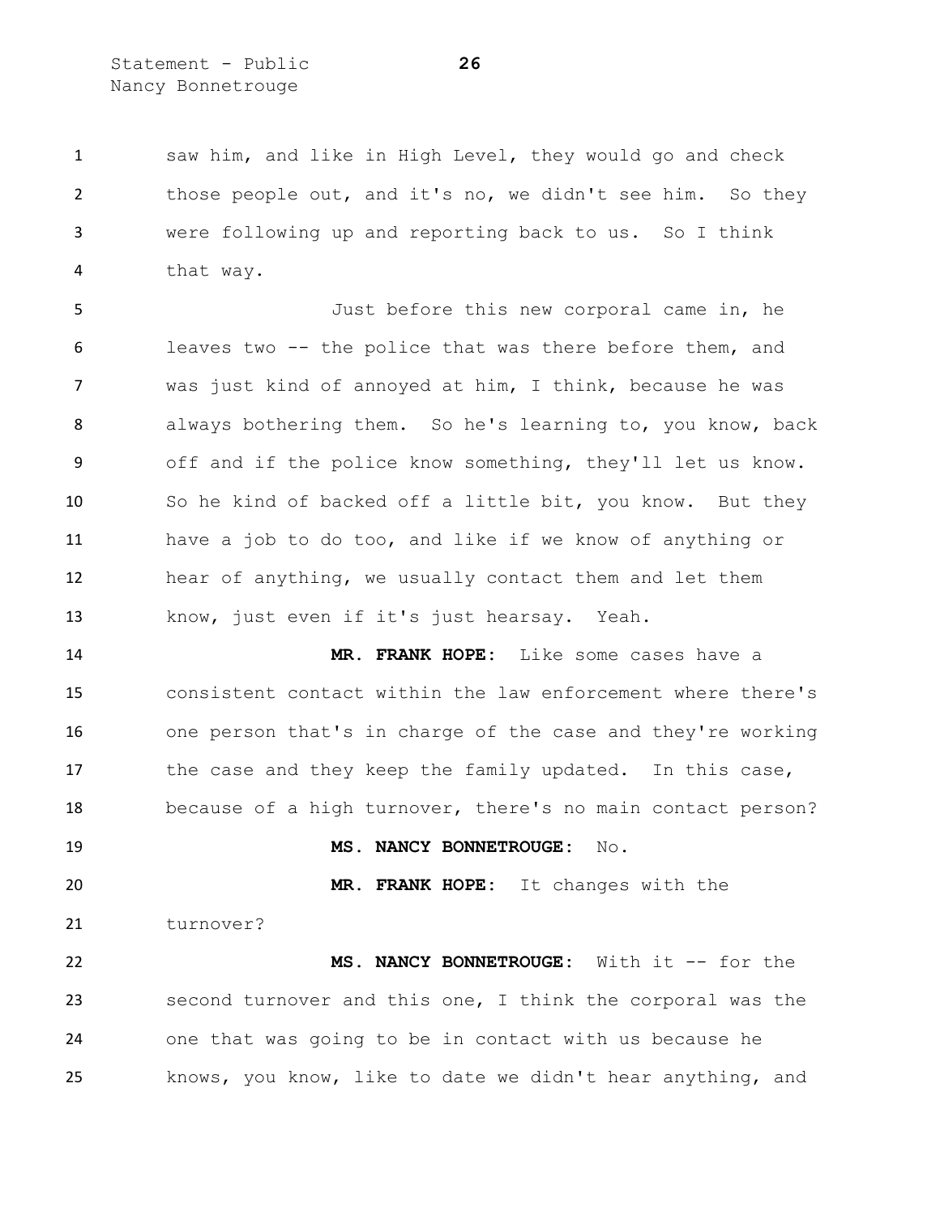saw him, and like in High Level, they would go and check those people out, and it's no, we didn't see him. So they were following up and reporting back to us. So I think that way.

Just before this new corporal came in, he leaves two -- the police that was there before them, and was just kind of annoyed at him, I think, because he was always bothering them. So he's learning to, you know, back off and if the police know something, they'll let us know. So he kind of backed off a little bit, you know. But they have a job to do too, and like if we know of anything or hear of anything, we usually contact them and let them know, just even if it's just hearsay. Yeah.

**MR. FRANK HOPE:** Like some cases have a consistent contact within the law enforcement where there's one person that's in charge of the case and they're working the case and they keep the family updated. In this case, because of a high turnover, there's no main contact person?

**MS. NANCY BONNETROUGE:** No.

**MR. FRANK HOPE:** It changes with the turnover?

**MS. NANCY BONNETROUGE:** With it -- for the second turnover and this one, I think the corporal was the one that was going to be in contact with us because he knows, you know, like to date we didn't hear anything, and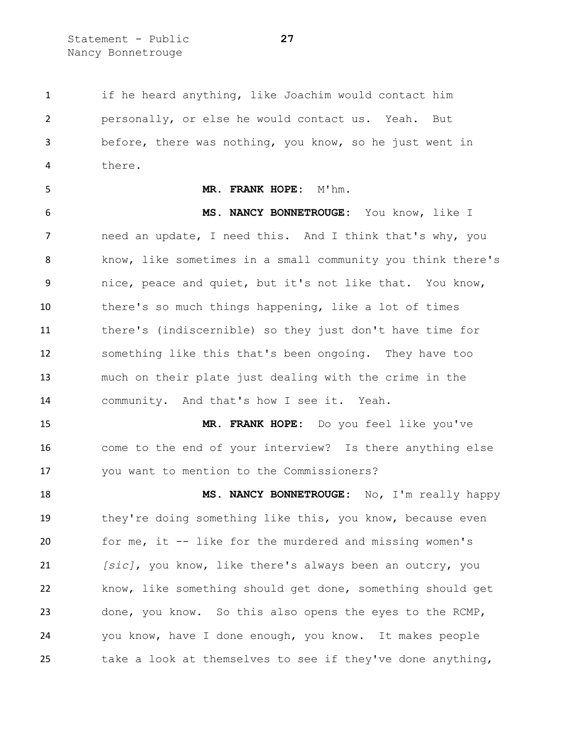if he heard anything, like Joachim would contact him personally, or else he would contact us. Yeah. But before, there was nothing, you know, so he just went in there.

**MR. FRANK HOPE:** M'hm.

**MS. NANCY BONNETROUGE:** You know, like I need an update, I need this. And I think that's why, you know, like sometimes in a small community you think there's nice, peace and quiet, but it's not like that. You know, there's so much things happening, like a lot of times there's (indiscernible) so they just don't have time for something like this that's been ongoing. They have too much on their plate just dealing with the crime in the community. And that's how I see it. Yeah.

**MR. FRANK HOPE:** Do you feel like you've come to the end of your interview? Is there anything else you want to mention to the Commissioners?

**MS. NANCY BONNETROUGE:** No, I'm really happy they're doing something like this, you know, because even for me, it -- like for the murdered and missing women's *[sic]*, you know, like there's always been an outcry, you know, like something should get done, something should get done, you know. So this also opens the eyes to the RCMP, you know, have I done enough, you know. It makes people take a look at themselves to see if they've done anything,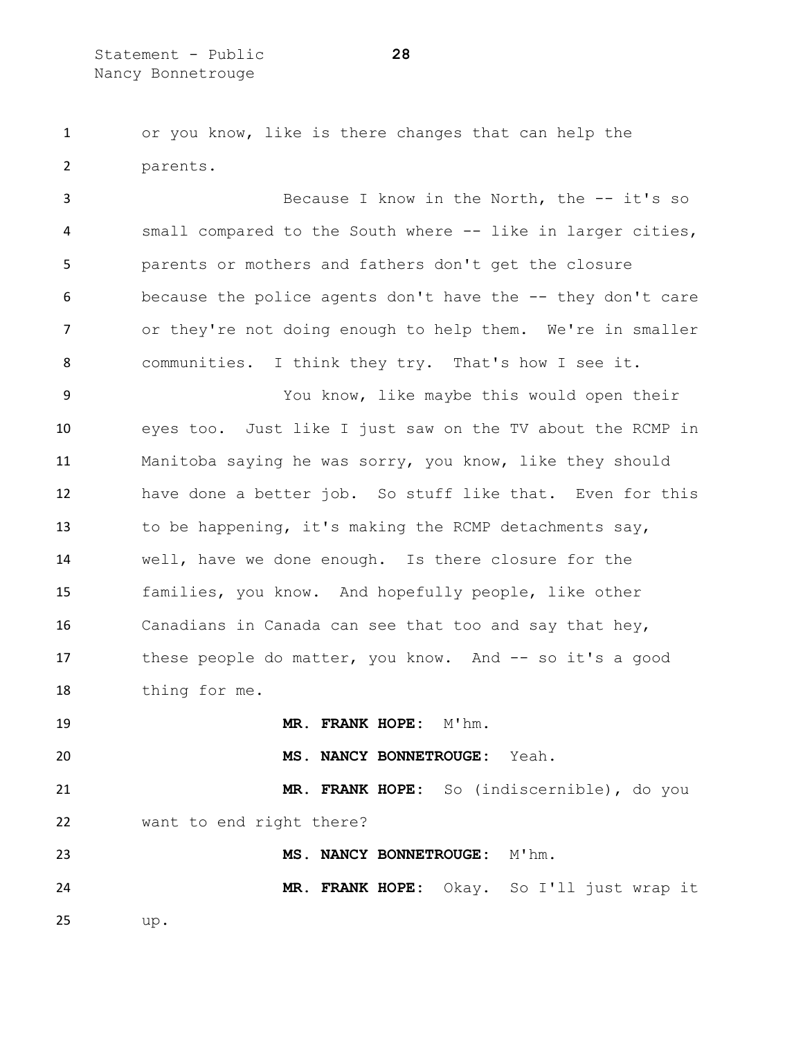or you know, like is there changes that can help the parents.

Because I know in the North, the -- it's so small compared to the South where -- like in larger cities, parents or mothers and fathers don't get the closure because the police agents don't have the -- they don't care or they're not doing enough to help them. We're in smaller communities. I think they try. That's how I see it.

You know, like maybe this would open their eyes too. Just like I just saw on the TV about the RCMP in Manitoba saying he was sorry, you know, like they should have done a better job. So stuff like that. Even for this to be happening, it's making the RCMP detachments say, well, have we done enough. Is there closure for the families, you know. And hopefully people, like other Canadians in Canada can see that too and say that hey, these people do matter, you know. And -- so it's a good thing for me.

**MR. FRANK HOPE:** M'hm.

**MS. NANCY BONNETROUGE:** Yeah.

**MR. FRANK HOPE:** So (indiscernible), do you want to end right there?

**MS. NANCY BONNETROUGE:** M'hm.

**MR. FRANK HOPE:** Okay. So I'll just wrap it up.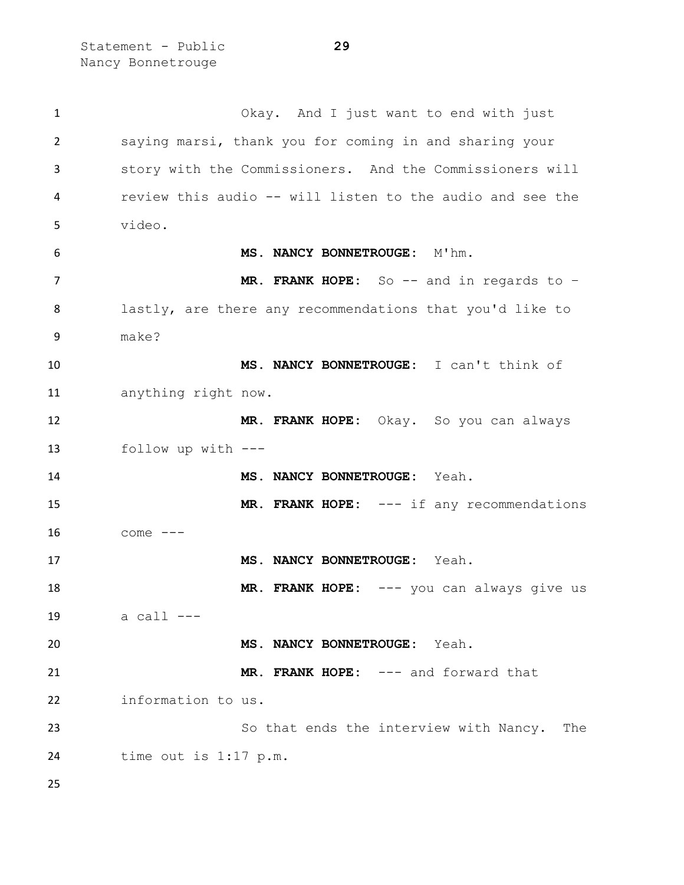Okay. And I just want to end with just saying marsi, thank you for coming in and sharing your story with the Commissioners. And the Commissioners will review this audio -- will listen to the audio and see the video.

**MS. NANCY BONNETROUGE:** M'hm.

**MR. FRANK HOPE:** So -- and in regards to – lastly, are there any recommendations that you'd like to make?

**MS. NANCY BONNETROUGE:** I can't think of anything right now.

**MR. FRANK HOPE:** Okay. So you can always follow up with ---

**MS. NANCY BONNETROUGE:** Yeah.

**MR. FRANK HOPE:** --- if any recommendations come ---

**MS. NANCY BONNETROUGE:** Yeah.

**MR. FRANK HOPE:** --- you can always give us a call ---

**MS. NANCY BONNETROUGE:** Yeah.

**MR. FRANK HOPE:** --- and forward that information to us.

So that ends the interview with Nancy. The time out is 1:17 p.m.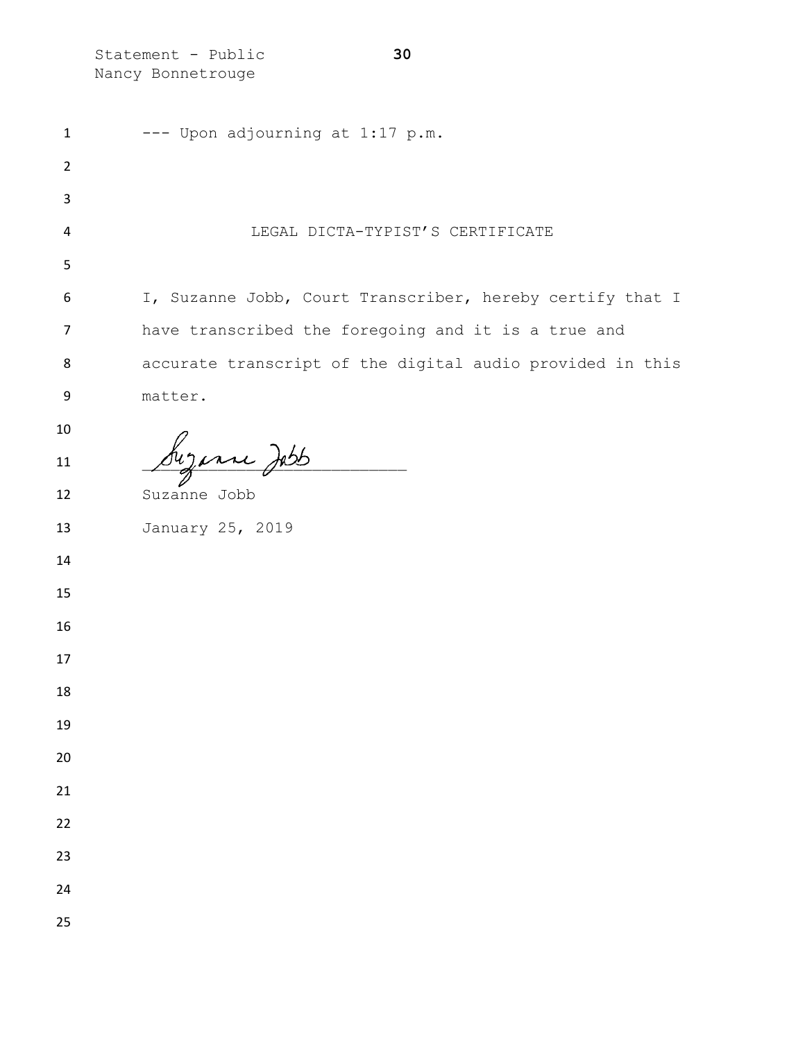--- Upon adjourning at 1:17 p.m.

## LEGAL DICTA-TYPIST'S CERTIFICATE

I, Suzanne Jobb, Court Transcriber, hereby certify that I have transcribed the foregoing and it is a true and accurate transcript of the digital audio provided in this matter.

Suzanne Jobb

January 25, 2019